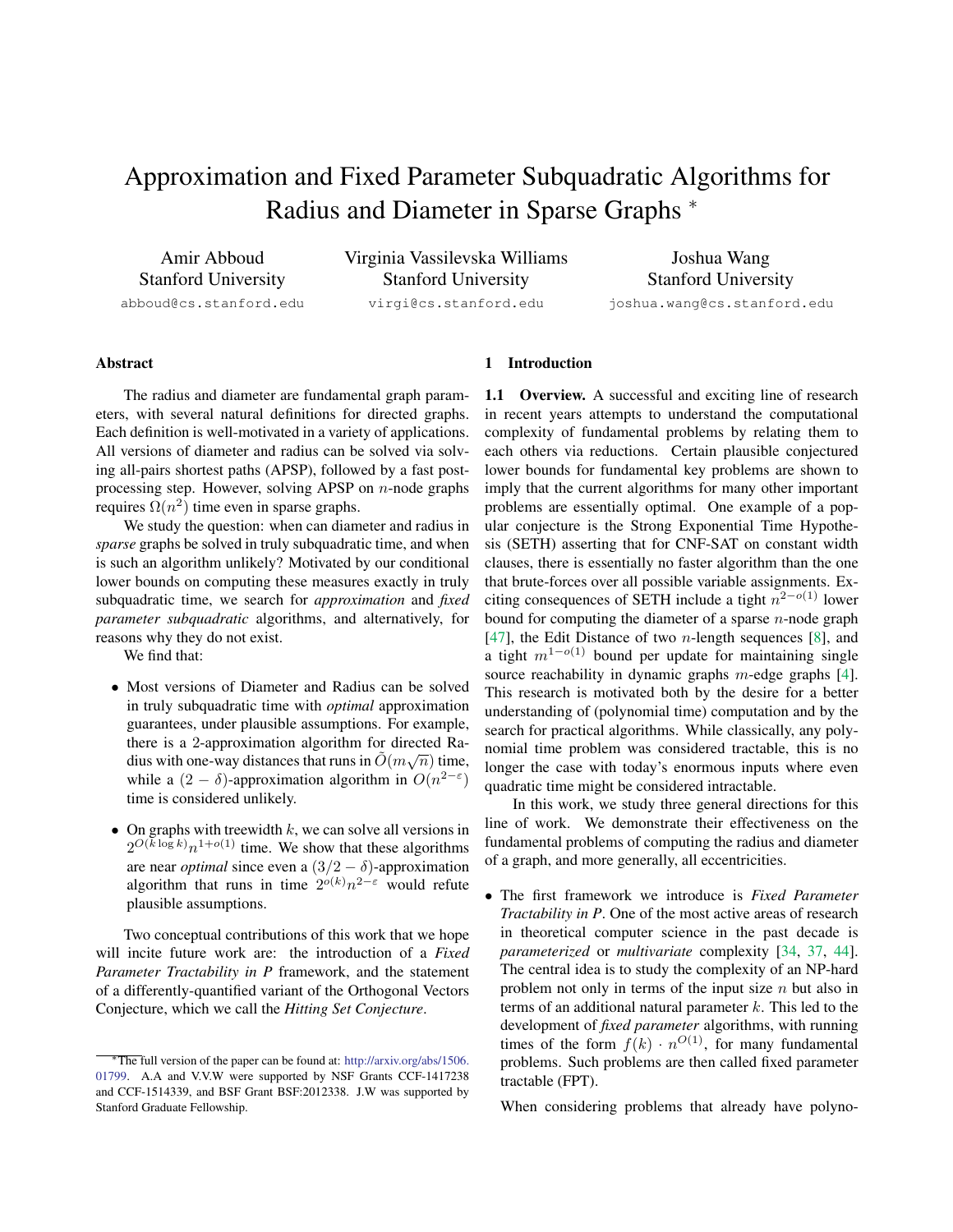# Approximation and Fixed Parameter Subquadratic Algorithms for Radius and Diameter in Sparse Graphs *

Amir Abboud
Stanford University
abboud@cs.stanford.edu

Virginia Vassilevska Williams
Stanford University
virgi@cs.stanford.edu

Joshua Wang
Stanford University
joshua.wang@cs.stanford.edu

## Abstract

The radius and diameter are fundamental graph parameters, with several natural definitions for directed graphs. Each definition is well-motivated in a variety of applications. All versions of diameter and radius can be solved via solving all-pairs shortest paths (APSP), followed by a fast post-processing step. However, solving APSP on $n$-node graphs requires $\Omega(n^2)$ time even in sparse graphs.

We study the question: when can diameter and radius in *sparse* graphs be solved in truly subquadratic time, and when is such an algorithm unlikely? Motivated by our conditional lower bounds on computing these measures exactly in truly subquadratic time, we search for *approximation* and *fixed parameter subquadratic* algorithms, and alternatively, for reasons why they do not exist.

We find that:

- Most versions of Diameter and Radius can be solved in truly subquadratic time with *optimal* approximation guarantees, under plausible assumptions. For example, there is a 2-approximation algorithm for directed Radius with one-way distances that runs in $\tilde{O}(m\sqrt{n})$ time, while a $(2-\delta)$-approximation algorithm in $O(n^{2-\varepsilon})$ time is considered unlikely.
- On graphs with treewidth $k$, we can solve all versions in $2^{O(k \log k)} n^{1+o(1)}$ time. We show that these algorithms are near *optimal* since even a $(3/2-\delta)$-approximation algorithm that runs in time $2^{o(k)} n^{2-\varepsilon}$ would refute plausible assumptions.

Two conceptual contributions of this work that we hope will incite future work are: the introduction of a *Fixed Parameter Tractability in P* framework, and the statement of a differently-quantified variant of the Orthogonal Vectors Conjecture, which we call the *Hitting Set Conjecture*.

## 1 Introduction

**1.1 Overview.** A successful and exciting line of research in recent years attempts to understand the computational complexity of fundamental problems by relating them to each others via reductions. Certain plausible conjectured lower bounds for fundamental key problems are shown to imply that the current algorithms for many other important problems are essentially optimal. One example of a popular conjecture is the Strong Exponential Time Hypothesis (SETH) asserting that for CNF-SAT on constant width clauses, there is essentially no faster algorithm than the one that brute-forces over all possible variable assignments. Exciting consequences of SETH include a tight $n^{2-o(1)}$ lower bound for computing the diameter of a sparse $n$-node graph [47], the Edit Distance of two $n$-length sequences [8], and a tight $m^{1-o(1)}$ bound per update for maintaining single source reachability in dynamic graphs $m$-edge graphs [4]. This research is motivated both by the desire for a better understanding of (polynomial time) computation and by the search for practical algorithms. While classically, any polynomial time problem was considered tractable, this is no longer the case with today's enormous inputs where even quadratic time might be considered intractable.

In this work, we study three general directions for this line of work. We demonstrate their effectiveness on the fundamental problems of computing the radius and diameter of a graph, and more generally, all eccentricities.

- The first framework we introduce is *Fixed Parameter Tractability in P*. One of the most active areas of research in theoretical computer science in the past decade is *parameterized* or *multivariate* complexity [34, 37, 44]. The central idea is to study the complexity of an NP-hard problem not only in terms of the input size $n$ but also in terms of an additional natural parameter $k$. This led to the development of *fixed parameter* algorithms, with running times of the form $f(k) \cdot n^{O(1)}$, for many fundamental problems. Such problems are then called fixed parameter tractable (FPT).

When considering problems that already have polyno-

*The full version of the paper can be found at: http://arxiv.org/abs/1506.01799. A.A and V.V.W were supported by NSF Grants CCF-1417238 and CCF-1514339, and BSF Grant BSF:2012338. J.W was supported by Stanford Graduate Fellowship.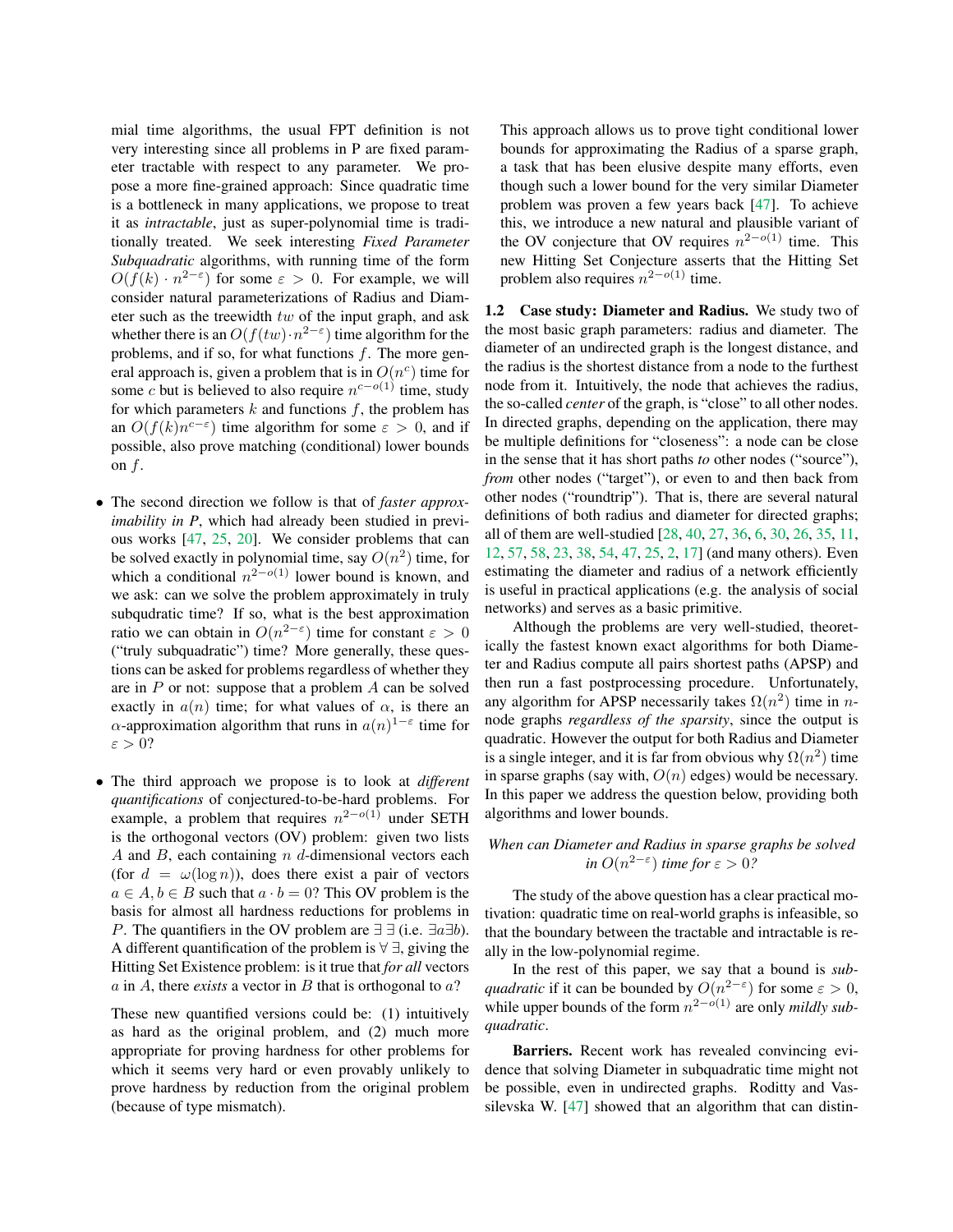mial time algorithms, the usual FPT definition is not very interesting since all problems in P are fixed parameter tractable with respect to any parameter. We propose a more fine-grained approach: Since quadratic time is a bottleneck in many applications, we propose to treat it as *intractable*, just as super-polynomial time is traditionally treated. We seek interesting *Fixed Parameter Subquadratic* algorithms, with running time of the form $O(f(k) \cdot n^{2-\varepsilon})$ for some $\varepsilon > 0$. For example, we will consider natural parameterizations of Radius and Diameter such as the treewidth $tw$ of the input graph, and ask whether there is an $O(f(tw) \cdot n^{2-\varepsilon})$ time algorithm for the problems, and if so, for what functions $f$. The more general approach is, given a problem that is in $O(n^c)$ time for some $c$ but is believed to also require $n^{c-o(1)}$ time, study for which parameters $k$ and functions $f$, the problem has an $O(f(k)n^{c-\varepsilon})$ time algorithm for some $\varepsilon > 0$, and if possible, also prove matching (conditional) lower bounds on $f$.

- The second direction we follow is that of *faster approximability in P*, which had already been studied in previous works [47, 25, 20]. We consider problems that can be solved exactly in polynomial time, say $O(n^2)$ time, for which a conditional $n^{2-o(1)}$ lower bound is known, and we ask: can we solve the problem approximately in truly subqudratic time? If so, what is the best approximation ratio we can obtain in $O(n^{2-\varepsilon})$ time for constant $\varepsilon > 0$ ("truly subquadratic") time? More generally, these questions can be asked for problems regardless of whether they are in $P$ or not: suppose that a problem $A$ can be solved exactly in $a(n)$ time; for what values of $\alpha$, is there an $\alpha$-approximation algorithm that runs in $a(n)^{1-\varepsilon}$ time for $\varepsilon > 0$?

- The third approach we propose is to look at *different quantifications* of conjectured-to-be-hard problems. For example, a problem that requires $n^{2-o(1)}$ under SETH is the orthogonal vectors (OV) problem: given two lists $A$ and $B$, each containing $n$ $d$-dimensional vectors each (for $d = \omega(\log n)$), does there exist a pair of vectors $a \in A, b \in B$ such that $a \cdot b = 0$? This OV problem is the basis for almost all hardness reductions for problems in $P$. The quantifiers in the OV problem are $\exists\,\exists$ (i.e. $\exists a \exists b$). A different quantification of the problem is $\forall\,\exists$, giving the Hitting Set Existence problem: is it true that *for all* vectors $a$ in $A$, there *exists* a vector in $B$ that is orthogonal to $a$?

  These new quantified versions could be: (1) intuitively as hard as the original problem, and (2) much more appropriate for proving hardness for other problems for which it seems very hard or even provably unlikely to prove hardness by reduction from the original problem (because of type mismatch).

  This approach allows us to prove tight conditional lower bounds for approximating the Radius of a sparse graph, a task that has been elusive despite many efforts, even though such a lower bound for the very similar Diameter problem was proven a few years back [47]. To achieve this, we introduce a new natural and plausible variant of the OV conjecture that OV requires $n^{2-o(1)}$ time. This new Hitting Set Conjecture asserts that the Hitting Set problem also requires $n^{2-o(1)}$ time.

**1.2 Case study: Diameter and Radius.** We study two of the most basic graph parameters: radius and diameter. The diameter of an undirected graph is the longest distance, and the radius is the shortest distance from a node to the furthest node from it. Intuitively, the node that achieves the radius, the so-called *center* of the graph, is "close" to all other nodes. In directed graphs, depending on the application, there may be multiple definitions for "closeness": a node can be close in the sense that it has short paths *to* other nodes ("source"), *from* other nodes ("target"), or even to and then back from other nodes ("roundtrip"). That is, there are several natural definitions of both radius and diameter for directed graphs; all of them are well-studied [28, 40, 27, 36, 6, 30, 26, 35, 11, 12, 57, 58, 23, 38, 54, 47, 25, 2, 17] (and many others). Even estimating the diameter and radius of a network efficiently is useful in practical applications (e.g. the analysis of social networks) and serves as a basic primitive.

Although the problems are very well-studied, theoretically the fastest known exact algorithms for both Diameter and Radius compute all pairs shortest paths (APSP) and then run a fast postprocessing procedure. Unfortunately, any algorithm for APSP necessarily takes $\Omega(n^2)$ time in $n$-node graphs *regardless of the sparsity*, since the output is quadratic. However the output for both Radius and Diameter is a single integer, and it is far from obvious why $\Omega(n^2)$ time in sparse graphs (say with, $O(n)$ edges) would be necessary. In this paper we address the question below, providing both algorithms and lower bounds.

*When can Diameter and Radius in sparse graphs be solved in $O(n^{2-\varepsilon})$ time for $\varepsilon > 0$?*

The study of the above question has a clear practical motivation: quadratic time on real-world graphs is infeasible, so that the boundary between the tractable and intractable is really in the low-polynomial regime.

In the rest of this paper, we say that a bound is *subquadratic* if it can be bounded by $O(n^{2-\varepsilon})$ for some $\varepsilon > 0$, while upper bounds of the form $n^{2-o(1)}$ are only *mildly subquadratic*.

**Barriers.** Recent work has revealed convincing evidence that solving Diameter in subquadratic time might not be possible, even in undirected graphs. Roditty and Vassilevska W. [47] showed that an algorithm that can distin-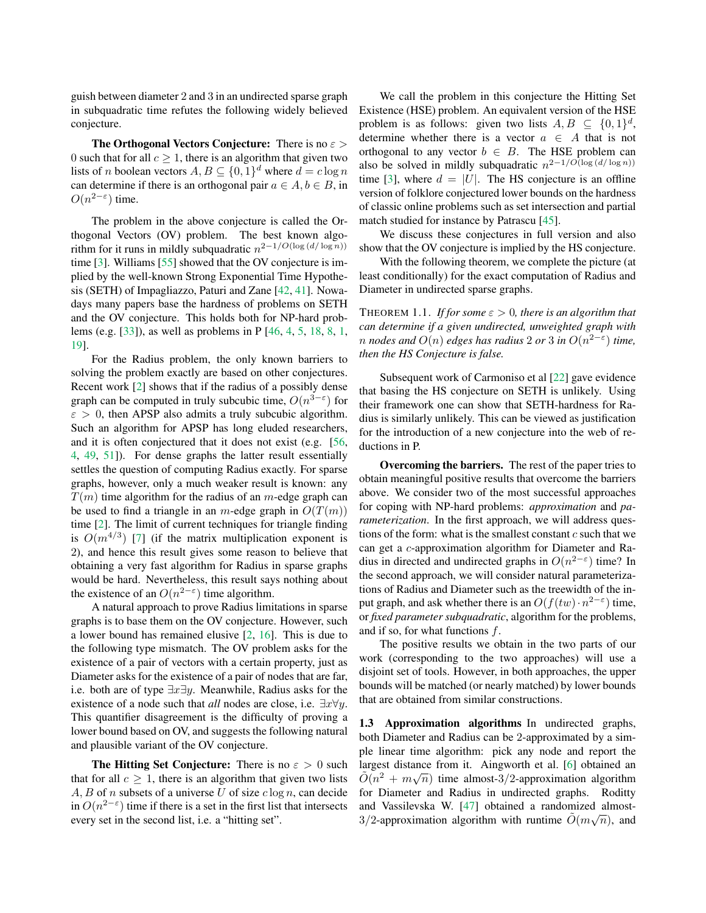guish between diameter 2 and 3 in an undirected sparse graph in subquadratic time refutes the following widely believed conjecture.

**The Orthogonal Vectors Conjecture:** There is no $\varepsilon > 0$ such that for all $c \geq 1$, there is an algorithm that given two lists of $n$ boolean vectors $A, B \subseteq \{0,1\}^d$ where $d = c \log n$ can determine if there is an orthogonal pair $a \in A, b \in B$, in $O(n^{2-\varepsilon})$ time.

The problem in the above conjecture is called the Orthogonal Vectors (OV) problem. The best known algorithm for it runs in mildly subquadratic $n^{2-1/O(\log(d/\log n))}$ time [3]. Williams [55] showed that the OV conjecture is implied by the well-known Strong Exponential Time Hypothesis (SETH) of Impagliazzo, Paturi and Zane [42, 41]. Nowadays many papers base the hardness of problems on SETH and the OV conjecture. This holds both for NP-hard problems (e.g. [33]), as well as problems in P [46, 4, 5, 18, 8, 1, 19].

For the Radius problem, the only known barriers to solving the problem exactly are based on other conjectures. Recent work [2] shows that if the radius of a possibly dense graph can be computed in truly subcubic time, $O(n^{3-\varepsilon})$ for $\varepsilon > 0$, then APSP also admits a truly subcubic algorithm. Such an algorithm for APSP has long eluded researchers, and it is often conjectured that it does not exist (e.g. [56, 4, 49, 51]). For dense graphs the latter result essentially settles the question of computing Radius exactly. For sparse graphs, however, only a much weaker result is known: any $T(m)$ time algorithm for the radius of an $m$-edge graph can be used to find a triangle in an $m$-edge graph in $O(T(m))$ time [2]. The limit of current techniques for triangle finding is $O(m^{4/3})$ [7] (if the matrix multiplication exponent is 2), and hence this result gives some reason to believe that obtaining a very fast algorithm for Radius in sparse graphs would be hard. Nevertheless, this result says nothing about the existence of an $O(n^{2-\varepsilon})$ time algorithm.

A natural approach to prove Radius limitations in sparse graphs is to base them on the OV conjecture. However, such a lower bound has remained elusive [2, 16]. This is due to the following type mismatch. The OV problem asks for the existence of a pair of vectors with a certain property, just as Diameter asks for the existence of a pair of nodes that are far, i.e. both are of type $\exists x \exists y$. Meanwhile, Radius asks for the existence of a node such that *all* nodes are close, i.e. $\exists x \forall y$. This quantifier disagreement is the difficulty of proving a lower bound based on OV, and suggests the following natural and plausible variant of the OV conjecture.

**The Hitting Set Conjecture:** There is no $\varepsilon > 0$ such that for all $c \geq 1$, there is an algorithm that given two lists $A, B$ of $n$ subsets of a universe $U$ of size $c \log n$, can decide in $O(n^{2-\varepsilon})$ time if there is a set in the first list that intersects every set in the second list, i.e. a "hitting set".

We call the problem in this conjecture the Hitting Set Existence (HSE) problem. An equivalent version of the HSE problem is as follows: given two lists $A, B \subseteq \{0,1\}^d$, determine whether there is a vector $a \in A$ that is not orthogonal to any vector $b \in B$. The HSE problem can also be solved in mildly subquadratic $n^{2-1/O(\log(d/\log n))}$ time [3], where $d = |U|$. The HS conjecture is an offline version of folklore conjectured lower bounds on the hardness of classic online problems such as set intersection and partial match studied for instance by Patrascu [45].

We discuss these conjectures in full version and also show that the OV conjecture is implied by the HS conjecture.

With the following theorem, we complete the picture (at least conditionally) for the exact computation of Radius and Diameter in undirected sparse graphs.

THEOREM 1.1. *If for some $\varepsilon > 0$, there is an algorithm that can determine if a given undirected, unweighted graph with $n$ nodes and $O(n)$ edges has radius 2 or 3 in $O(n^{2-\varepsilon})$ time, then the HS Conjecture is false.*

Subsequent work of Carmoniso et al [22] gave evidence that basing the HS conjecture on SETH is unlikely. Using their framework one can show that SETH-hardness for Radius is similarly unlikely. This can be viewed as justification for the introduction of a new conjecture into the web of reductions in P.

**Overcoming the barriers.** The rest of the paper tries to obtain meaningful positive results that overcome the barriers above. We consider two of the most successful approaches for coping with NP-hard problems: *approximation* and *parameterization*. In the first approach, we will address questions of the form: what is the smallest constant $c$ such that we can get a $c$-approximation algorithm for Diameter and Radius in directed and undirected graphs in $O(n^{2-\varepsilon})$ time? In the second approach, we will consider natural parameterizations of Radius and Diameter such as the treewidth of the input graph, and ask whether there is an $O(f(tw) \cdot n^{2-\varepsilon})$ time, or *fixed parameter subquadratic*, algorithm for the problems, and if so, for what functions $f$.

The positive results we obtain in the two parts of our work (corresponding to the two approaches) will use a disjoint set of tools. However, in both approaches, the upper bounds will be matched (or nearly matched) by lower bounds that are obtained from similar constructions.

### 1.3 Approximation algorithms

In undirected graphs, both Diameter and Radius can be 2-approximated by a simple linear time algorithm: pick any node and report the largest distance from it. Aingworth et al. [6] obtained an $\tilde{O}(n^2 + m\sqrt{n})$ time almost-3/2-approximation algorithm for Diameter and Radius in undirected graphs. Roditty and Vassilevska W. [47] obtained a randomized almost-3/2-approximation algorithm with runtime $\tilde{O}(m\sqrt{n})$, and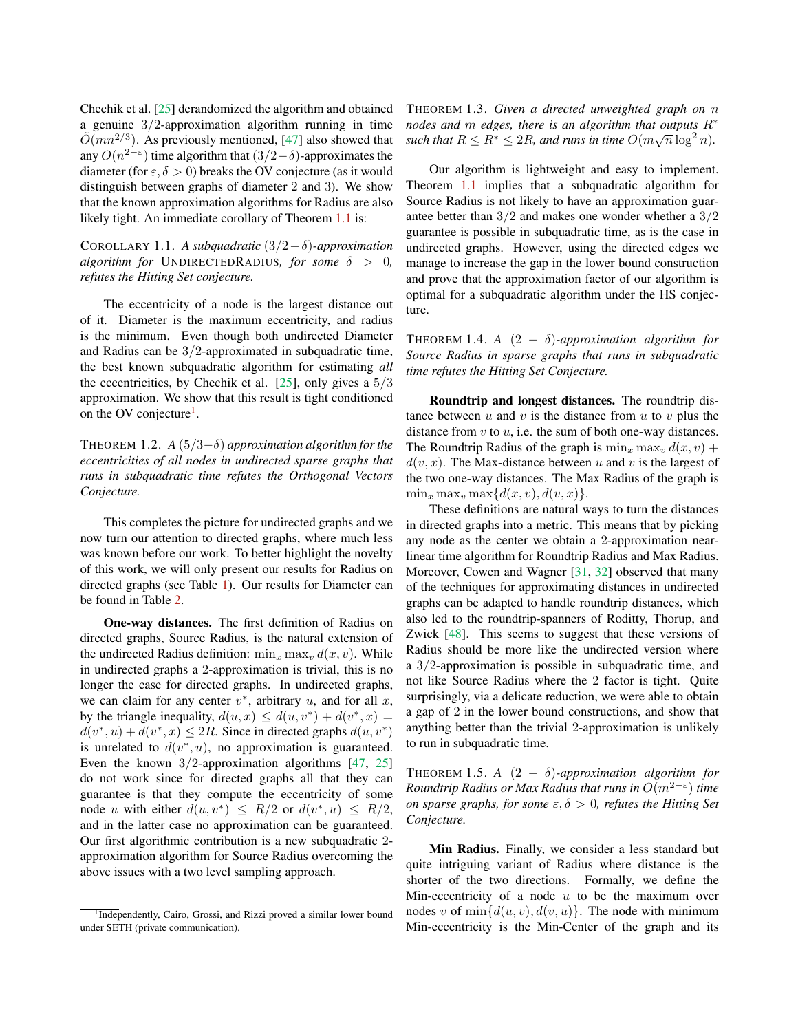Chechik et al. [25] derandomized the algorithm and obtained a genuine $3/2$-approximation algorithm running in time $\tilde{O}(mn^{2/3})$. As previously mentioned, [47] also showed that any $O(n^{2-\varepsilon})$ time algorithm that $(3/2-\delta)$-approximates the diameter (for $\varepsilon, \delta > 0$) breaks the OV conjecture (as it would distinguish between graphs of diameter 2 and 3). We show that the known approximation algorithms for Radius are also likely tight. An immediate corollary of Theorem 1.1 is:

COROLLARY 1.1. *A subquadratic $(3/2-\delta)$-approximation algorithm for* UNDIRECTEDRADIUS*, for some $\delta > 0$, refutes the Hitting Set conjecture.*

The eccentricity of a node is the largest distance out of it. Diameter is the maximum eccentricity, and radius is the minimum. Even though both undirected Diameter and Radius can be $3/2$-approximated in subquadratic time, the best known subquadratic algorithm for estimating *all* the eccentricities, by Chechik et al. [25], only gives a $5/3$ approximation. We show that this result is tight conditioned on the OV conjecture[1].

THEOREM 1.2. *A $(5/3-\delta)$ approximation algorithm for the eccentricities of all nodes in undirected sparse graphs that runs in subquadratic time refutes the Orthogonal Vectors Conjecture.*

This completes the picture for undirected graphs and we now turn our attention to directed graphs, where much less was known before our work. To better highlight the novelty of this work, we will only present our results for Radius on directed graphs (see Table 1). Our results for Diameter can be found in Table 2.

**One-way distances.** The first definition of Radius on directed graphs, Source Radius, is the natural extension of the undirected Radius definition: $\min_x \max_v d(x, v)$. While in undirected graphs a 2-approximation is trivial, this is no longer the case for directed graphs. In undirected graphs, we can claim for any center $v^*$, arbitrary $u$, and for all $x$, by the triangle inequality, $d(u, x) \leq d(u, v^*) + d(v^*, x) = d(v^*, u) + d(v^*, x) \leq 2R$. Since in directed graphs $d(u, v^*)$ is unrelated to $d(v^*, u)$, no approximation is guaranteed. Even the known $3/2$-approximation algorithms [47, 25] do not work since for directed graphs all that they can guarantee is that they compute the eccentricity of some node $u$ with either $d(u, v^*) \leq R/2$ or $d(v^*, u) \leq R/2$, and in the latter case no approximation can be guaranteed. Our first algorithmic contribution is a new subquadratic 2-approximation algorithm for Source Radius overcoming the above issues with a two level sampling approach.

THEOREM 1.3. *Given a directed unweighted graph on $n$ nodes and $m$ edges, there is an algorithm that outputs $R^*$ such that $R \leq R^* \leq 2R$, and runs in time $O(m\sqrt{n}\log^2 n)$.*

Our algorithm is lightweight and easy to implement. Theorem 1.1 implies that a subquadratic algorithm for Source Radius is not likely to have an approximation guarantee better than $3/2$ and makes one wonder whether a $3/2$ guarantee is possible in subquadratic time, as is the case in undirected graphs. However, using the directed edges we manage to increase the gap in the lower bound construction and prove that the approximation factor of our algorithm is optimal for a subquadratic algorithm under the HS conjecture.

THEOREM 1.4. *A $(2-\delta)$-approximation algorithm for Source Radius in sparse graphs that runs in subquadratic time refutes the Hitting Set Conjecture.*

**Roundtrip and longest distances.** The roundtrip distance between $u$ and $v$ is the distance from $u$ to $v$ plus the distance from $v$ to $u$, i.e. the sum of both one-way distances. The Roundtrip Radius of the graph is $\min_x \max_v d(x, v) + d(v, x)$. The Max-distance between $u$ and $v$ is the largest of the two one-way distances. The Max Radius of the graph is $\min_x \max_v \max\{d(x, v), d(v, x)\}$.

These definitions are natural ways to turn the distances in directed graphs into a metric. This means that by picking any node as the center we obtain a 2-approximation near-linear time algorithm for Roundtrip Radius and Max Radius. Moreover, Cowen and Wagner [31, 32] observed that many of the techniques for approximating distances in undirected graphs can be adapted to handle roundtrip distances, which also led to the roundtrip-spanners of Roditty, Thorup, and Zwick [48]. This seems to suggest that these versions of Radius should be more like the undirected version where a $3/2$-approximation is possible in subquadratic time, and not like Source Radius where the 2 factor is tight. Quite surprisingly, via a delicate reduction, we were able to obtain a gap of 2 in the lower bound constructions, and show that anything better than the trivial 2-approximation is unlikely to run in subquadratic time.

THEOREM 1.5. *A $(2-\delta)$-approximation algorithm for Roundtrip Radius or Max Radius that runs in $O(m^{2-\varepsilon})$ time on sparse graphs, for some $\varepsilon, \delta > 0$, refutes the Hitting Set Conjecture.*

**Min Radius.** Finally, we consider a less standard but quite intriguing variant of Radius where distance is the shorter of the two directions. Formally, we define the Min-eccentricity of a node $u$ to be the maximum over nodes $v$ of $\min\{d(u, v), d(v, u)\}$. The node with minimum Min-eccentricity is the Min-Center of the graph and its

[1] Independently, Cairo, Grossi, and Rizzi proved a similar lower bound under SETH (private communication).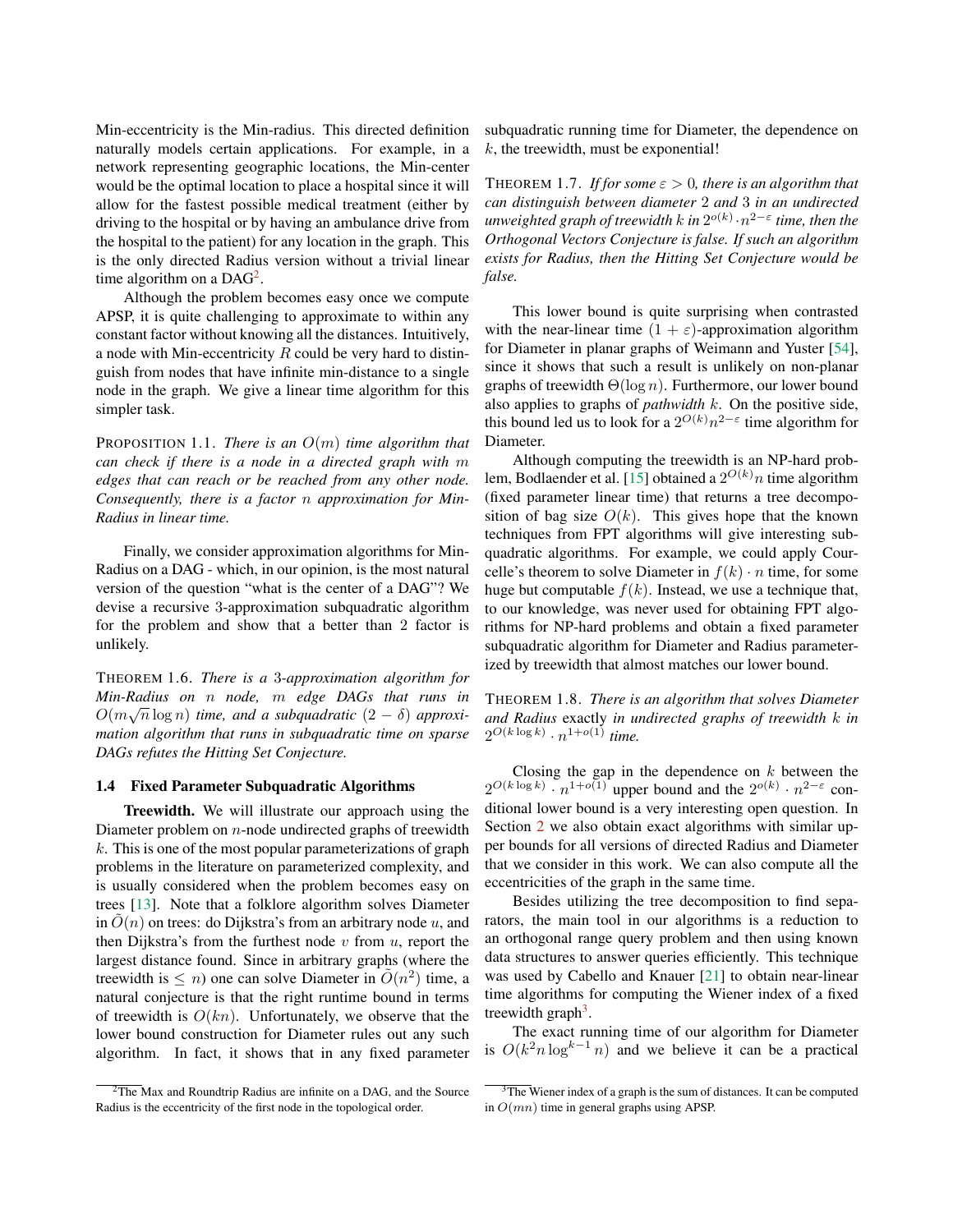Min-eccentricity is the Min-radius. This directed definition naturally models certain applications. For example, in a network representing geographic locations, the Min-center would be the optimal location to place a hospital since it will allow for the fastest possible medical treatment (either by driving to the hospital or by having an ambulance drive from the hospital to the patient) for any location in the graph. This is the only directed Radius version without a trivial linear time algorithm on a DAG[2].

Although the problem becomes easy once we compute APSP, it is quite challenging to approximate to within any constant factor without knowing all the distances. Intuitively, a node with Min-eccentricity $R$ could be very hard to distinguish from nodes that have infinite min-distance to a single node in the graph. We give a linear time algorithm for this simpler task.

PROPOSITION 1.1. *There is an $O(m)$ time algorithm that can check if there is a node in a directed graph with $m$ edges that can reach or be reached from any other node. Consequently, there is a factor $n$ approximation for Min-Radius in linear time.*

Finally, we consider approximation algorithms for Min-Radius on a DAG - which, in our opinion, is the most natural version of the question "what is the center of a DAG"? We devise a recursive 3-approximation subquadratic algorithm for the problem and show that a better than 2 factor is unlikely.

THEOREM 1.6. *There is a 3-approximation algorithm for Min-Radius on $n$ node, $m$ edge DAGs that runs in $O(m\sqrt{n}\log n)$ time, and a subquadratic $(2-\delta)$ approximation algorithm that runs in subquadratic time on sparse DAGs refutes the Hitting Set Conjecture.*

### 1.4 Fixed Parameter Subquadratic Algorithms

**Treewidth.** We will illustrate our approach using the Diameter problem on $n$-node undirected graphs of treewidth $k$. This is one of the most popular parameterizations of graph problems in the literature on parameterized complexity, and is usually considered when the problem becomes easy on trees [13]. Note that a folklore algorithm solves Diameter in $\tilde{O}(n)$ on trees: do Dijkstra's from an arbitrary node $u$, and then Dijkstra's from the furthest node $v$ from $u$, report the largest distance found. Since in arbitrary graphs (where the treewidth is $\leq n$) one can solve Diameter in $\tilde{O}(n^2)$ time, a natural conjecture is that the right runtime bound in terms of treewidth is $O(kn)$. Unfortunately, we observe that the lower bound construction for Diameter rules out any such algorithm. In fact, it shows that in any fixed parameter subquadratic running time for Diameter, the dependence on $k$, the treewidth, must be exponential!

THEOREM 1.7. *If for some $\varepsilon > 0$, there is an algorithm that can distinguish between diameter 2 and 3 in an undirected unweighted graph of treewidth $k$ in $2^{o(k)} \cdot n^{2-\varepsilon}$ time, then the Orthogonal Vectors Conjecture is false. If such an algorithm exists for Radius, then the Hitting Set Conjecture would be false.*

This lower bound is quite surprising when contrasted with the near-linear time $(1+\varepsilon)$-approximation algorithm for Diameter in planar graphs of Weimann and Yuster [54], since it shows that such a result is unlikely on non-planar graphs of treewidth $\Theta(\log n)$. Furthermore, our lower bound also applies to graphs of *pathwidth* $k$. On the positive side, this bound led us to look for a $2^{O(k)}n^{2-\varepsilon}$ time algorithm for Diameter.

Although computing the treewidth is an NP-hard problem, Bodlaender et al. [15] obtained a $2^{O(k)}n$ time algorithm (fixed parameter linear time) that returns a tree decomposition of bag size $O(k)$. This gives hope that the known techniques from FPT algorithms will give interesting subquadratic algorithms. For example, we could apply Courcelle's theorem to solve Diameter in $f(k) \cdot n$ time, for some huge but computable $f(k)$. Instead, we use a technique that, to our knowledge, was never used for obtaining FPT algorithms for NP-hard problems and obtain a fixed parameter subquadratic algorithm for Diameter and Radius parameterized by treewidth that almost matches our lower bound.

THEOREM 1.8. *There is an algorithm that solves Diameter and Radius* exactly *in undirected graphs of treewidth $k$ in $2^{O(k\log k)} \cdot n^{1+o(1)}$ time.*

Closing the gap in the dependence on $k$ between the $2^{O(k\log k)} \cdot n^{1+o(1)}$ upper bound and the $2^{o(k)} \cdot n^{2-\varepsilon}$ conditional lower bound is a very interesting open question. In Section 2 we also obtain exact algorithms with similar upper bounds for all versions of directed Radius and Diameter that we consider in this work. We can also compute all the eccentricities of the graph in the same time.

Besides utilizing the tree decomposition to find separators, the main tool in our algorithms is a reduction to an orthogonal range query problem and then using known data structures to answer queries efficiently. This technique was used by Cabello and Knauer [21] to obtain near-linear time algorithms for computing the Wiener index of a fixed treewidth graph[3].

The exact running time of our algorithm for Diameter is $O(k^2 n \log^{k-1} n)$ and we believe it can be a practical

[2] The Max and Roundtrip Radius are infinite on a DAG, and the Source Radius is the eccentricity of the first node in the topological order.

[3] The Wiener index of a graph is the sum of distances. It can be computed in $O(mn)$ time in general graphs using APSP.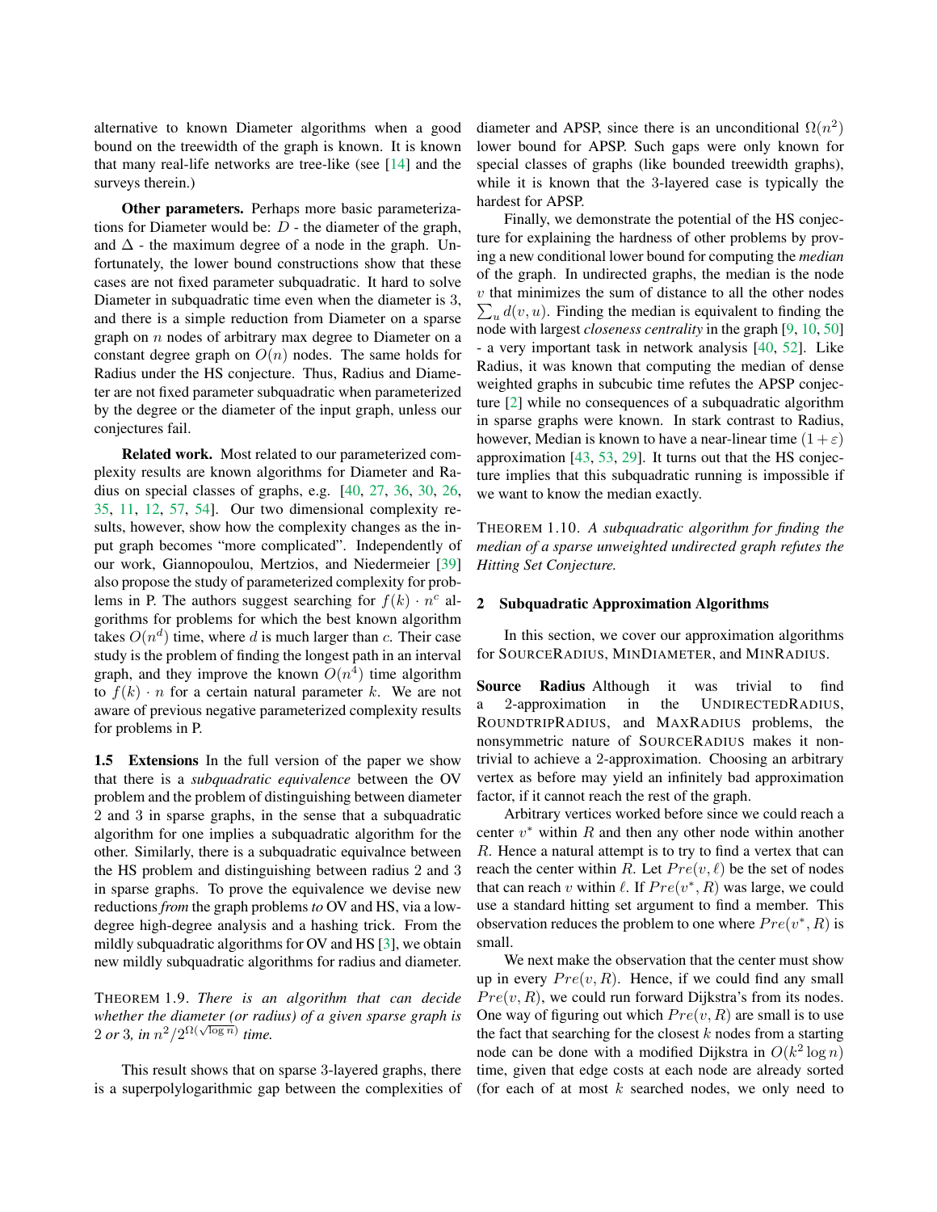alternative to known Diameter algorithms when a good bound on the treewidth of the graph is known. It is known that many real-life networks are tree-like (see [14] and the surveys therein.)

**Other parameters.** Perhaps more basic parameterizations for Diameter would be: $D$ - the diameter of the graph, and $\Delta$ - the maximum degree of a node in the graph. Unfortunately, the lower bound constructions show that these cases are not fixed parameter subquadratic. It hard to solve Diameter in subquadratic time even when the diameter is 3, and there is a simple reduction from Diameter on a sparse graph on $n$ nodes of arbitrary max degree to Diameter on a constant degree graph on $O(n)$ nodes. The same holds for Radius under the HS conjecture. Thus, Radius and Diameter are not fixed parameter subquadratic when parameterized by the degree or the diameter of the input graph, unless our conjectures fail.

**Related work.** Most related to our parameterized complexity results are known algorithms for Diameter and Radius on special classes of graphs, e.g. [40, 27, 36, 30, 26, 35, 11, 12, 57, 54]. Our two dimensional complexity results, however, show how the complexity changes as the input graph becomes "more complicated". Independently of our work, Giannopoulou, Mertzios, and Niedermeier [39] also propose the study of parameterized complexity for problems in P. The authors suggest searching for $f(k) \cdot n^c$ algorithms for problems for which the best known algorithm takes $O(n^d)$ time, where $d$ is much larger than $c$. Their case study is the problem of finding the longest path in an interval graph, and they improve the known $O(n^4)$ time algorithm to $f(k) \cdot n$ for a certain natural parameter $k$. We are not aware of previous negative parameterized complexity results for problems in P.

### 1.5 Extensions

In the full version of the paper we show that there is a *subquadratic equivalence* between the OV problem and the problem of distinguishing between diameter 2 and 3 in sparse graphs, in the sense that a subquadratic algorithm for one implies a subquadratic algorithm for the other. Similarly, there is a subquadratic equivalnce between the HS problem and distinguishing between radius 2 and 3 in sparse graphs. To prove the equivalence we devise new reductions *from* the graph problems *to* OV and HS, via a low-degree high-degree analysis and a hashing trick. From the mildly subquadratic algorithms for OV and HS [3], we obtain new mildly subquadratic algorithms for radius and diameter.

THEOREM 1.9. *There is an algorithm that can decide whether the diameter (or radius) of a given sparse graph is 2 or 3, in $n^2/2^{\Omega(\sqrt{\log n})}$ time.*

This result shows that on sparse 3-layered graphs, there is a superpolylogarithmic gap between the complexities of diameter and APSP, since there is an unconditional $\Omega(n^2)$ lower bound for APSP. Such gaps were only known for special classes of graphs (like bounded treewidth graphs), while it is known that the 3-layered case is typically the hardest for APSP.

Finally, we demonstrate the potential of the HS conjecture for explaining the hardness of other problems by proving a new conditional lower bound for computing the *median* of the graph. In undirected graphs, the median is the node $v$ that minimizes the sum of distance to all the other nodes $\sum_u d(v,u)$. Finding the median is equivalent to finding the node with largest *closeness centrality* in the graph [9, 10, 50] - a very important task in network analysis [40, 52]. Like Radius, it was known that computing the median of dense weighted graphs in subcubic time refutes the APSP conjecture [2] while no consequences of a subquadratic algorithm in sparse graphs were known. In stark contrast to Radius, however, Median is known to have a near-linear time $(1+\varepsilon)$ approximation [43, 53, 29]. It turns out that the HS conjecture implies that this subquadratic running is impossible if we want to know the median exactly.

THEOREM 1.10. *A subquadratic algorithm for finding the median of a sparse unweighted undirected graph refutes the Hitting Set Conjecture.*

## 2 Subquadratic Approximation Algorithms

In this section, we cover our approximation algorithms for SOURCERADIUS, MINDIAMETER, and MINRADIUS.

**Source Radius** Although it was trivial to find a 2-approximation in the UNDIRECTEDRADIUS, ROUNDTRIPRADIUS, and MAXRADIUS problems, the nonsymmetric nature of SOURCERADIUS makes it nontrivial to achieve a 2-approximation. Choosing an arbitrary vertex as before may yield an infinitely bad approximation factor, if it cannot reach the rest of the graph.

Arbitrary vertices worked before since we could reach a center $v^*$ within $R$ and then any other node within another $R$. Hence a natural attempt is to try to find a vertex that can reach the center within $R$. Let $Pre(v, \ell)$ be the set of nodes that can reach $v$ within $\ell$. If $Pre(v^*, R)$ was large, we could use a standard hitting set argument to find a member. This observation reduces the problem to one where $Pre(v^*, R)$ is small.

We next make the observation that the center must show up in every $Pre(v, R)$. Hence, if we could find any small $Pre(v, R)$, we could run forward Dijkstra's from its nodes. One way of figuring out which $Pre(v, R)$ are small is to use the fact that searching for the closest $k$ nodes from a starting node can be done with a modified Dijkstra in $O(k^2 \log n)$ time, given that edge costs at each node are already sorted (for each of at most $k$ searched nodes, we only need to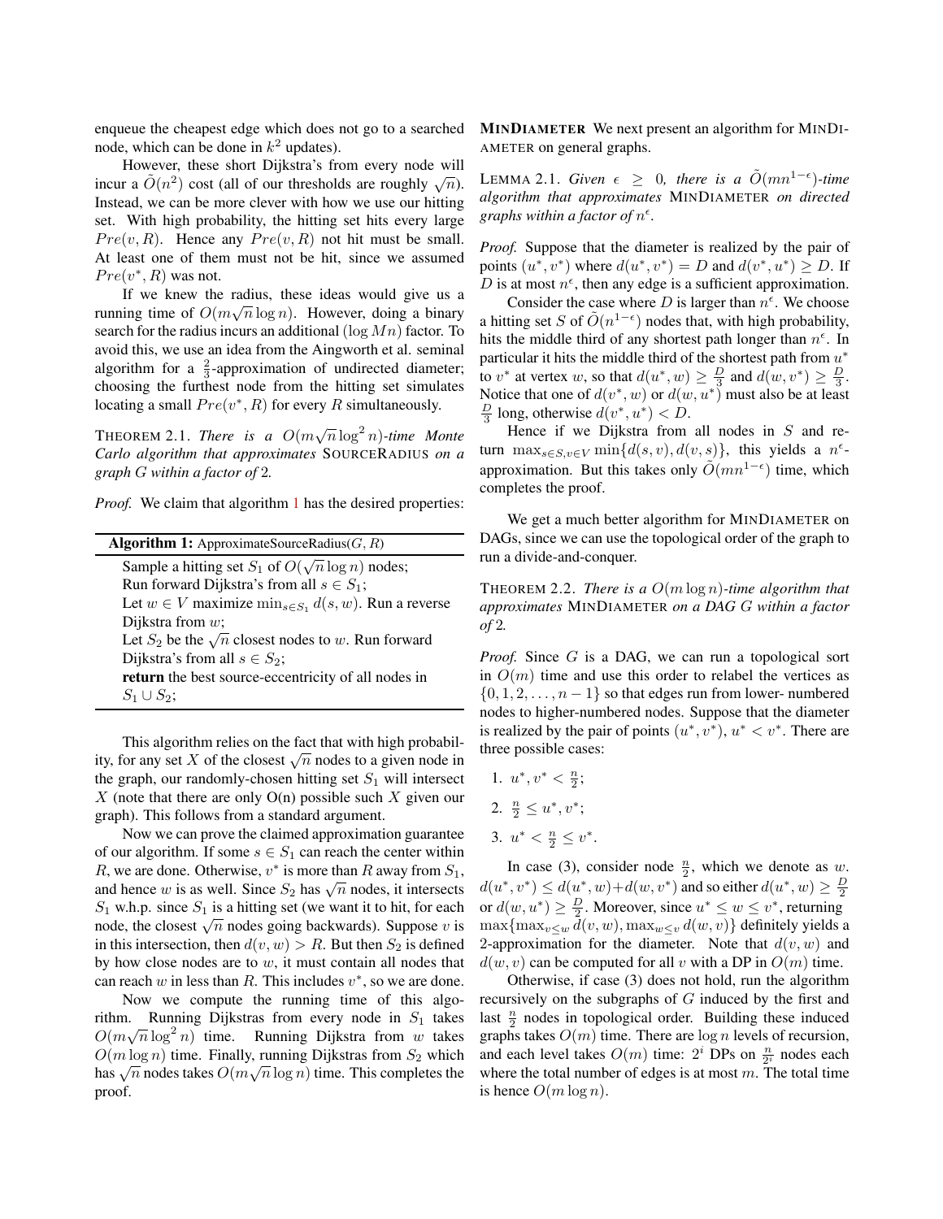enqueue the cheapest edge which does not go to a searched node, which can be done in $k^2$ updates).

However, these short Dijkstra's from every node will incur a $\tilde{O}(n^2)$ cost (all of our thresholds are roughly $\sqrt{n}$). Instead, we can be more clever with how we use our hitting set. With high probability, the hitting set hits every large $Pre(v, R)$. Hence any $Pre(v, R)$ not hit must be small. At least one of them must not be hit, since we assumed $Pre(v^*, R)$ was not.

If we knew the radius, these ideas would give us a running time of $O(m\sqrt{n}\log n)$. However, doing a binary search for the radius incurs an additional $(\log Mn)$ factor. To avoid this, we use an idea from the Aingworth et al. seminal algorithm for a $\frac{2}{3}$-approximation of undirected diameter; choosing the furthest node from the hitting set simulates locating a small $Pre(v^*, R)$ for every $R$ simultaneously.

THEOREM 2.1. *There is a $O(m\sqrt{n}\log^2 n)$-time Monte Carlo algorithm that approximates* SOURCERADIUS *on a graph $G$ within a factor of* 2.

*Proof.* We claim that algorithm 1 has the desired properties:

**Algorithm 1:** ApproximateSourceRadius($G, R$)

```
Sample a hitting set S_1 of O(√n log n) nodes;
Run forward Dijkstra's from all s ∈ S_1;
Let w ∈ V maximize min_{s∈S_1} d(s, w). Run a reverse
  Dijkstra from w;
Let S_2 be the √n closest nodes to w. Run forward
  Dijkstra's from all s ∈ S_2;
return the best source-eccentricity of all nodes in
  S_1 ∪ S_2;
```

This algorithm relies on the fact that with high probability, for any set $X$ of the closest $\sqrt{n}$ nodes to a given node in the graph, our randomly-chosen hitting set $S_1$ will intersect $X$ (note that there are only O(n) possible such $X$ given our graph). This follows from a standard argument.

Now we can prove the claimed approximation guarantee of our algorithm. If some $s \in S_1$ can reach the center within $R$, we are done. Otherwise, $v^*$ is more than $R$ away from $S_1$, and hence $w$ is as well. Since $S_2$ has $\sqrt{n}$ nodes, it intersects $S_1$ w.h.p. since $S_1$ is a hitting set (we want it to hit, for each node, the closest $\sqrt{n}$ nodes going backwards). Suppose $v$ is in this intersection, then $d(v, w) > R$. But then $S_2$ is defined by how close nodes are to $w$, it must contain all nodes that can reach $w$ in less than $R$. This includes $v^*$, so we are done.

Now we compute the running time of this algorithm. Running Dijkstras from every node in $S_1$ takes $O(m\sqrt{n}\log^2 n)$ time. Running Dijkstra from $w$ takes $O(m\log n)$ time. Finally, running Dijkstras from $S_2$ which has $\sqrt{n}$ nodes takes $O(m\sqrt{n}\log n)$ time. This completes the proof.

**MINDIAMETER** We next present an algorithm for MINDIAMETER on general graphs.

LEMMA 2.1. *Given $\epsilon \geq 0$, there is a $\tilde{O}(mn^{1-\epsilon})$-time algorithm that approximates* MINDIAMETER *on directed graphs within a factor of $n^\epsilon$.*

*Proof.* Suppose that the diameter is realized by the pair of points $(u^*, v^*)$ where $d(u^*, v^*) = D$ and $d(v^*, u^*) \geq D$. If $D$ is at most $n^\epsilon$, then any edge is a sufficient approximation.

Consider the case where $D$ is larger than $n^\epsilon$. We choose a hitting set $S$ of $\tilde{O}(n^{1-\epsilon})$ nodes that, with high probability, hits the middle third of any shortest path longer than $n^\epsilon$. In particular it hits the middle third of the shortest path from $u^*$ to $v^*$ at vertex $w$, so that $d(u^*, w) \geq \frac{D}{3}$ and $d(w, v^*) \geq \frac{D}{3}$. Notice that one of $d(v^*, w)$ or $d(w, u^*)$ must also be at least $\frac{D}{3}$ long, otherwise $d(v^*, u^*) < D$.

Hence if we Dijkstra from all nodes in $S$ and return $\max_{s\in S, v\in V} \min\{d(s, v), d(v, s)\}$, this yields a $n^\epsilon$-approximation. But this takes only $\tilde{O}(mn^{1-\epsilon})$ time, which completes the proof.

We get a much better algorithm for MINDIAMETER on DAGs, since we can use the topological order of the graph to run a divide-and-conquer.

THEOREM 2.2. *There is a $O(m\log n)$-time algorithm that approximates* MINDIAMETER *on a DAG $G$ within a factor of* 2*.*

*Proof.* Since $G$ is a DAG, we can run a topological sort in $O(m)$ time and use this order to relabel the vertices as $\{0, 1, 2, \ldots, n-1\}$ so that edges run from lower- numbered nodes to higher-numbered nodes. Suppose that the diameter is realized by the pair of points $(u^*, v^*)$, $u^* < v^*$. There are three possible cases:

1. $u^*, v^* < \frac{n}{2}$;
2. $\frac{n}{2} \leq u^*, v^*$;
3. $u^* < \frac{n}{2} \leq v^*$.

In case (3), consider node $\frac{n}{2}$, which we denote as $w$. $d(u^*, v^*) \leq d(u^*, w) + d(w, v^*)$ and so either $d(u^*, w) \geq \frac{D}{2}$ or $d(w, u^*) \geq \frac{D}{2}$. Moreover, since $u^* \leq w \leq v^*$, returning $\max\{\max_{v\leq w} d(v, w), \max_{w\leq v} d(w, v)\}$ definitely yields a 2-approximation for the diameter. Note that $d(v, w)$ and $d(w, v)$ can be computed for all $v$ with a DP in $O(m)$ time.

Otherwise, if case (3) does not hold, run the algorithm recursively on the subgraphs of $G$ induced by the first and last $\frac{n}{2}$ nodes in topological order. Building these induced graphs takes $O(m)$ time. There are $\log n$ levels of recursion, and each level takes $O(m)$ time: $2^i$ DPs on $\frac{n}{2^i}$ nodes each where the total number of edges is at most $m$. The total time is hence $O(m\log n)$.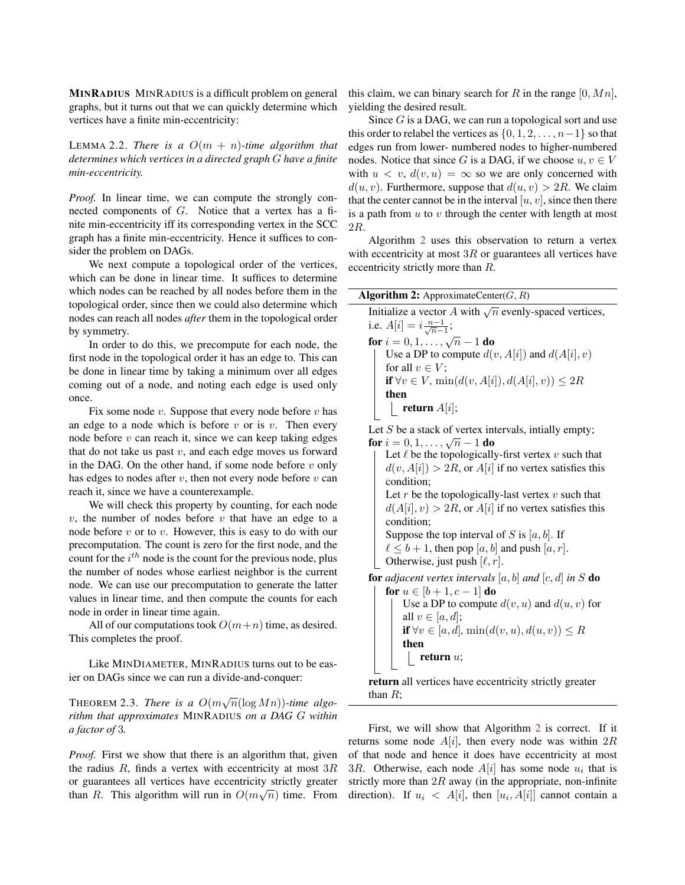**MINRADIUS** MINRADIUS is a difficult problem on general graphs, but it turns out that we can quickly determine which vertices have a finite min-eccentricity:

LEMMA 2.2. *There is a $O(m + n)$-time algorithm that determines which vertices in a directed graph $G$ have a finite min-eccentricity.*

*Proof.* In linear time, we can compute the strongly connected components of $G$. Notice that a vertex has a finite min-eccentricity iff its corresponding vertex in the SCC graph has a finite min-eccentricity. Hence it suffices to consider the problem on DAGs.

We next compute a topological order of the vertices, which can be done in linear time. It suffices to determine which nodes can be reached by all nodes before them in the topological order, since then we could also determine which nodes can reach all nodes *after* them in the topological order by symmetry.

In order to do this, we precompute for each node, the first node in the topological order it has an edge to. This can be done in linear time by taking a minimum over all edges coming out of a node, and noting each edge is used only once.

Fix some node $v$. Suppose that every node before $v$ has an edge to a node which is before $v$ or is $v$. Then every node before $v$ can reach it, since we can keep taking edges that do not take us past $v$, and each edge moves us forward in the DAG. On the other hand, if some node before $v$ only has edges to nodes after $v$, then not every node before $v$ can reach it, since we have a counterexample.

We will check this property by counting, for each node $v$, the number of nodes before $v$ that have an edge to a node before $v$ or to $v$. However, this is easy to do with our precomputation. The count is zero for the first node, and the count for the $i^{th}$ node is the count for the previous node, plus the number of nodes whose earliest neighbor is the current node. We can use our precomputation to generate the latter values in linear time, and then compute the counts for each node in order in linear time again.

All of our computations took $O(m+n)$ time, as desired. This completes the proof.

Like MINDIAMETER, MINRADIUS turns out to be easier on DAGs since we can run a divide-and-conquer:

THEOREM 2.3. *There is a $O(m\sqrt{n}(\log Mn))$-time algorithm that approximates* MINRADIUS *on a DAG $G$ within a factor of* 3*.*

*Proof.* First we show that there is an algorithm that, given the radius $R$, finds a vertex with eccentricity at most $3R$ or guarantees all vertices have eccentricity strictly greater than $R$. This algorithm will run in $O(m\sqrt{n})$ time. From this claim, we can binary search for $R$ in the range $[0, Mn]$, yielding the desired result.

Since $G$ is a DAG, we can run a topological sort and use this order to relabel the vertices as $\{0, 1, 2, \ldots, n-1\}$ so that edges run from lower- numbered nodes to higher-numbered nodes. Notice that since $G$ is a DAG, if we choose $u, v \in V$ with $u < v$, $d(v, u) = \infty$ so we are only concerned with $d(u, v)$. Furthermore, suppose that $d(u, v) > 2R$. We claim that the center cannot be in the interval $[u, v]$, since then there is a path from $u$ to $v$ through the center with length at most $2R$.

Algorithm 2 uses this observation to return a vertex with eccentricity at most $3R$ or guarantees all vertices have eccentricity strictly more than $R$.

---

**Algorithm 2:** ApproximateCenter($G$, $R$)

Initialize a vector $A$ with $\sqrt{n}$ evenly-spaced vertices, i.e. $A[i] = i\frac{n-1}{\sqrt{n}-1}$;

**for** $i = 0, 1, \ldots, \sqrt{n} - 1$ **do**
- Use a DP to compute $d(v, A[i])$ and $d(A[i], v)$ for all $v \in V$;
- **if** $\forall v \in V$, $\min(d(v, A[i]), d(A[i], v)) \le 2R$ **then**
  - **return** $A[i]$;

Let $S$ be a stack of vertex intervals, intially empty;

**for** $i = 0, 1, \ldots, \sqrt{n} - 1$ **do**
- Let $\ell$ be the topologically-first vertex $v$ such that $d(v, A[i]) > 2R$, or $A[i]$ if no vertex satisfies this condition;
- Let $r$ be the topologically-last vertex $v$ such that $d(A[i], v) > 2R$, or $A[i]$ if no vertex satisfies this condition;
- Suppose the top interval of $S$ is $[a, b]$. If $\ell \le b + 1$, then pop $[a, b]$ and push $[a, r]$. Otherwise, just push $[\ell, r]$.

**for** *adjacent vertex intervals* $[a, b]$ *and* $[c, d]$ *in* $S$ **do**
- **for** $u \in [b + 1, c - 1]$ **do**
  - Use a DP to compute $d(v, u)$ and $d(u, v)$ for all $v \in [a, d]$;
  - **if** $\forall v \in [a, d]$, $\min(d(v, u), d(u, v)) \le R$ **then**
    - **return** $u$;

**return** all vertices have eccentricity strictly greater than $R$;

---

First, we will show that Algorithm 2 is correct. If it returns some node $A[i]$, then every node was within $2R$ of that node and hence it does have eccentricity at most $3R$. Otherwise, each node $A[i]$ has some node $u_i$ that is strictly more than $2R$ away (in the appropriate, non-infinite direction). If $u_i < A[i]$, then $[u_i, A[i]]$ cannot contain a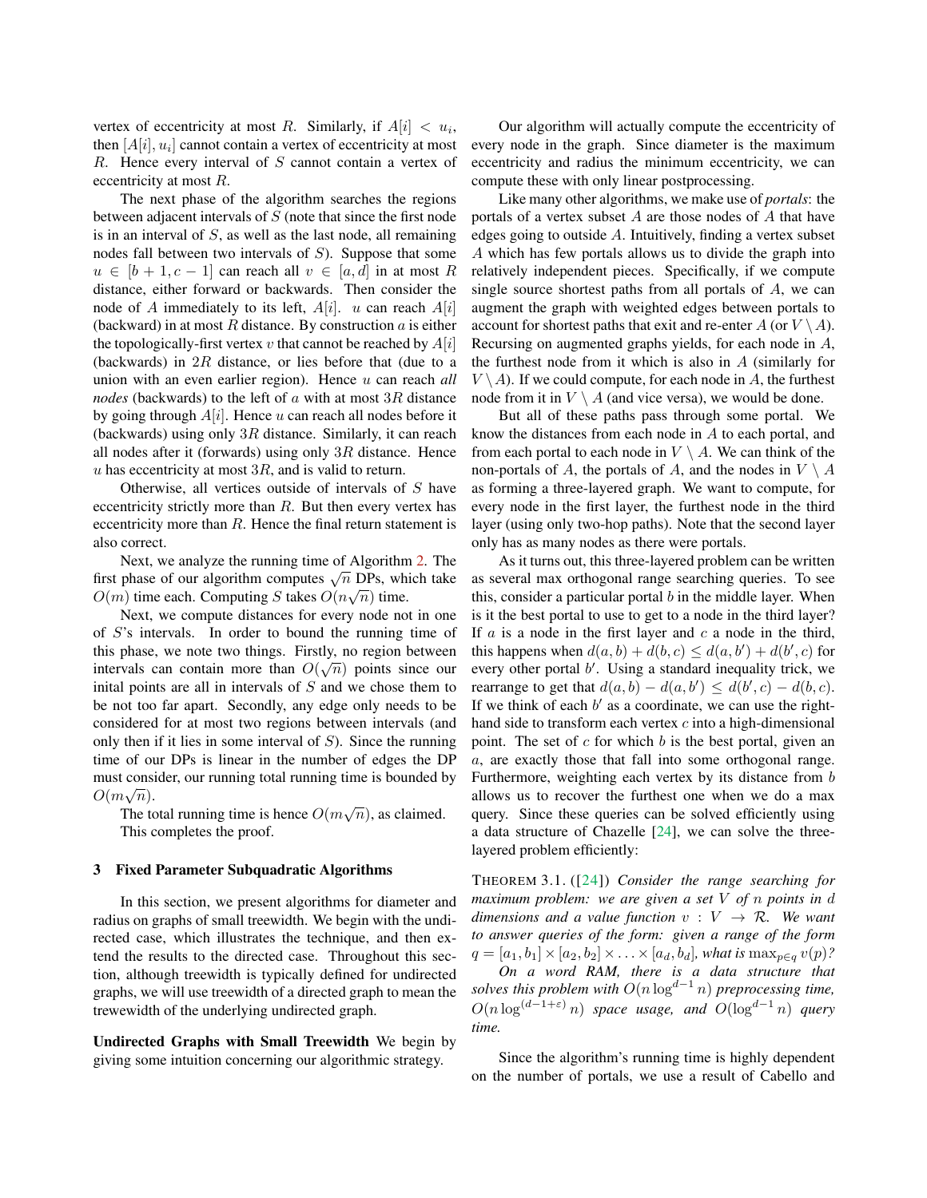vertex of eccentricity at most $R$. Similarly, if $A[i] < u_i$, then $[A[i], u_i]$ cannot contain a vertex of eccentricity at most $R$. Hence every interval of $S$ cannot contain a vertex of eccentricity at most $R$.

The next phase of the algorithm searches the regions between adjacent intervals of $S$ (note that since the first node is in an interval of $S$, as well as the last node, all remaining nodes fall between two intervals of $S$). Suppose that some $u \in [b+1, c-1]$ can reach all $v \in [a, d]$ in at most $R$ distance, either forward or backwards. Then consider the node of $A$ immediately to its left, $A[i]$. $u$ can reach $A[i]$ (backward) in at most $R$ distance. By construction $a$ is either the topologically-first vertex $v$ that cannot be reached by $A[i]$ (backwards) in $2R$ distance, or lies before that (due to a union with an even earlier region). Hence $u$ can reach *all nodes* (backwards) to the left of $a$ with at most $3R$ distance by going through $A[i]$. Hence $u$ can reach all nodes before it (backwards) using only $3R$ distance. Similarly, it can reach all nodes after it (forwards) using only $3R$ distance. Hence $u$ has eccentricity at most $3R$, and is valid to return.

Otherwise, all vertices outside of intervals of $S$ have eccentricity strictly more than $R$. But then every vertex has eccentricity more than $R$. Hence the final return statement is also correct.

Next, we analyze the running time of Algorithm 2. The first phase of our algorithm computes $\sqrt{n}$ DPs, which take $O(m)$ time each. Computing $S$ takes $O(n\sqrt{n})$ time.

Next, we compute distances for every node not in one of $S$'s intervals. In order to bound the running time of this phase, we note two things. Firstly, no region between intervals can contain more than $O(\sqrt{n})$ points since our inital points are all in intervals of $S$ and we chose them to be not too far apart. Secondly, any edge only needs to be considered for at most two regions between intervals (and only then if it lies in some interval of $S$). Since the running time of our DPs is linear in the number of edges the DP must consider, our running total running time is bounded by $O(m\sqrt{n})$.

The total running time is hence $O(m\sqrt{n})$, as claimed. This completes the proof.

## 3 Fixed Parameter Subquadratic Algorithms

In this section, we present algorithms for diameter and radius on graphs of small treewidth. We begin with the undirected case, which illustrates the technique, and then extend the results to the directed case. Throughout this section, although treewidth is typically defined for undirected graphs, we will use treewidth of a directed graph to mean the trewewidth of the underlying undirected graph.

**Undirected Graphs with Small Treewidth** We begin by giving some intuition concerning our algorithmic strategy.

Our algorithm will actually compute the eccentricity of every node in the graph. Since diameter is the maximum eccentricity and radius the minimum eccentricity, we can compute these with only linear postprocessing.

Like many other algorithms, we make use of *portals*: the portals of a vertex subset $A$ are those nodes of $A$ that have edges going to outside $A$. Intuitively, finding a vertex subset $A$ which has few portals allows us to divide the graph into relatively independent pieces. Specifically, if we compute single source shortest paths from all portals of $A$, we can augment the graph with weighted edges between portals to account for shortest paths that exit and re-enter $A$ (or $V \setminus A$). Recursing on augmented graphs yields, for each node in $A$, the furthest node from it which is also in $A$ (similarly for $V \setminus A$). If we could compute, for each node in $A$, the furthest node from it in $V \setminus A$ (and vice versa), we would be done.

But all of these paths pass through some portal. We know the distances from each node in $A$ to each portal, and from each portal to each node in $V \setminus A$. We can think of the non-portals of $A$, the portals of $A$, and the nodes in $V \setminus A$ as forming a three-layered graph. We want to compute, for every node in the first layer, the furthest node in the third layer (using only two-hop paths). Note that the second layer only has as many nodes as there were portals.

As it turns out, this three-layered problem can be written as several max orthogonal range searching queries. To see this, consider a particular portal $b$ in the middle layer. When is it the best portal to use to get to a node in the third layer? If $a$ is a node in the first layer and $c$ a node in the third, this happens when $d(a, b) + d(b, c) \leq d(a, b') + d(b', c)$ for every other portal $b'$. Using a standard inequality trick, we rearrange to get that $d(a, b) - d(a, b') \leq d(b', c) - d(b, c)$. If we think of each $b'$ as a coordinate, we can use the right-hand side to transform each vertex $c$ into a high-dimensional point. The set of $c$ for which $b$ is the best portal, given an $a$, are exactly those that fall into some orthogonal range. Furthermore, weighting each vertex by its distance from $b$ allows us to recover the furthest one when we do a max query. Since these queries can be solved efficiently using a data structure of Chazelle [24], we can solve the three-layered problem efficiently:

THEOREM 3.1. ([24]) *Consider the range searching for maximum problem: we are given a set $V$ of $n$ points in $d$ dimensions and a value function $v : V \to \mathcal{R}$. We want to answer queries of the form: given a range of the form $q = [a_1, b_1] \times [a_2, b_2] \times \ldots \times [a_d, b_d]$, what is $\max_{p \in q} v(p)$?*

*On a word RAM, there is a data structure that solves this problem with $O(n \log^{d-1} n)$ preprocessing time, $O(n \log^{(d-1+\varepsilon)} n)$ space usage, and $O(\log^{d-1} n)$ query time.*

Since the algorithm's running time is highly dependent on the number of portals, we use a result of Cabello and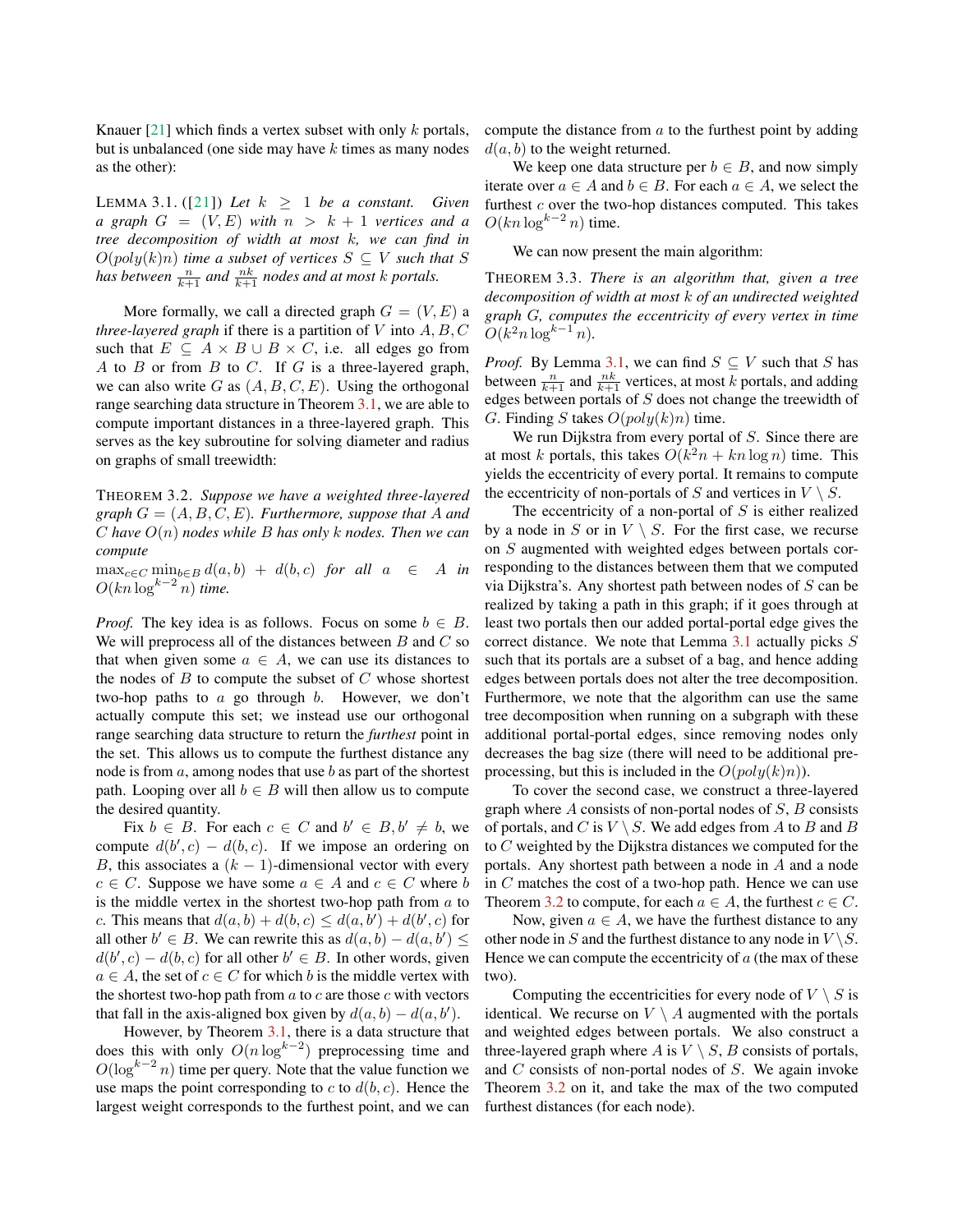Knauer [21] which finds a vertex subset with only $k$ portals, but is unbalanced (one side may have $k$ times as many nodes as the other):

LEMMA 3.1. ([21]) *Let $k \geq 1$ be a constant. Given a graph $G = (V, E)$ with $n > k + 1$ vertices and a tree decomposition of width at most $k$, we can find in $O(poly(k)n)$ time a subset of vertices $S \subseteq V$ such that $S$ has between $\frac{n}{k+1}$ and $\frac{nk}{k+1}$ nodes and at most $k$ portals.*

More formally, we call a directed graph $G = (V, E)$ a *three-layered graph* if there is a partition of $V$ into $A, B, C$ such that $E \subseteq A \times B \cup B \times C$, i.e. all edges go from $A$ to $B$ or from $B$ to $C$. If $G$ is a three-layered graph, we can also write $G$ as $(A, B, C, E)$. Using the orthogonal range searching data structure in Theorem 3.1, we are able to compute important distances in a three-layered graph. This serves as the key subroutine for solving diameter and radius on graphs of small treewidth:

THEOREM 3.2. *Suppose we have a weighted three-layered graph $G = (A, B, C, E)$. Furthermore, suppose that $A$ and $C$ have $O(n)$ nodes while $B$ has only $k$ nodes. Then we can compute $\max_{c \in C} \min_{b \in B} d(a, b) + d(b, c)$ for all $a \in A$ in $O(kn \log^{k-2} n)$ time.*

*Proof.* The key idea is as follows. Focus on some $b \in B$. We will preprocess all of the distances between $B$ and $C$ so that when given some $a \in A$, we can use its distances to the nodes of $B$ to compute the subset of $C$ whose shortest two-hop paths to $a$ go through $b$. However, we don't actually compute this set; we instead use our orthogonal range searching data structure to return the *furthest* point in the set. This allows us to compute the furthest distance any node is from $a$, among nodes that use $b$ as part of the shortest path. Looping over all $b \in B$ will then allow us to compute the desired quantity.

Fix $b \in B$. For each $c \in C$ and $b' \in B, b' \neq b$, we compute $d(b', c) - d(b, c)$. If we impose an ordering on $B$, this associates a $(k-1)$-dimensional vector with every $c \in C$. Suppose we have some $a \in A$ and $c \in C$ where $b$ is the middle vertex in the shortest two-hop path from $a$ to $c$. This means that $d(a, b) + d(b, c) \leq d(a, b') + d(b', c)$ for all other $b' \in B$. We can rewrite this as $d(a, b) - d(a, b') \leq d(b', c) - d(b, c)$ for all other $b' \in B$. In other words, given $a \in A$, the set of $c \in C$ for which $b$ is the middle vertex with the shortest two-hop path from $a$ to $c$ are those $c$ with vectors that fall in the axis-aligned box given by $d(a, b) - d(a, b')$.

However, by Theorem 3.1, there is a data structure that does this with only $O(n \log^{k-2})$ preprocessing time and $O(\log^{k-2} n)$ time per query. Note that the value function we use maps the point corresponding to $c$ to $d(b, c)$. Hence the largest weight corresponds to the furthest point, and we can compute the distance from $a$ to the furthest point by adding $d(a, b)$ to the weight returned.

We keep one data structure per $b \in B$, and now simply iterate over $a \in A$ and $b \in B$. For each $a \in A$, we select the furthest $c$ over the two-hop distances computed. This takes $O(kn \log^{k-2} n)$ time.

We can now present the main algorithm:

THEOREM 3.3. *There is an algorithm that, given a tree decomposition of width at most $k$ of an undirected weighted graph $G$, computes the eccentricity of every vertex in time $O(k^2 n \log^{k-1} n)$.*

*Proof.* By Lemma 3.1, we can find $S \subseteq V$ such that $S$ has between $\frac{n}{k+1}$ and $\frac{nk}{k+1}$ vertices, at most $k$ portals, and adding edges between portals of $S$ does not change the treewidth of $G$. Finding $S$ takes $O(poly(k)n)$ time.

We run Dijkstra from every portal of $S$. Since there are at most $k$ portals, this takes $O(k^2 n + kn \log n)$ time. This yields the eccentricity of every portal. It remains to compute the eccentricity of non-portals of $S$ and vertices in $V \setminus S$.

The eccentricity of a non-portal of $S$ is either realized by a node in $S$ or in $V \setminus S$. For the first case, we recurse on $S$ augmented with weighted edges between portals corresponding to the distances between them that we computed via Dijkstra's. Any shortest path between nodes of $S$ can be realized by taking a path in this graph; if it goes through at least two portals then our added portal-portal edge gives the correct distance. We note that Lemma 3.1 actually picks $S$ such that its portals are a subset of a bag, and hence adding edges between portals does not alter the tree decomposition. Furthermore, we note that the algorithm can use the same tree decomposition when running on a subgraph with these additional portal-portal edges, since removing nodes only decreases the bag size (there will need to be additional preprocessing, but this is included in the $O(poly(k)n)$).

To cover the second case, we construct a three-layered graph where $A$ consists of non-portal nodes of $S$, $B$ consists of portals, and $C$ is $V \setminus S$. We add edges from $A$ to $B$ and $B$ to $C$ weighted by the Dijkstra distances we computed for the portals. Any shortest path between a node in $A$ and a node in $C$ matches the cost of a two-hop path. Hence we can use Theorem 3.2 to compute, for each $a \in A$, the furthest $c \in C$.

Now, given $a \in A$, we have the furthest distance to any other node in $S$ and the furthest distance to any node in $V \setminus S$. Hence we can compute the eccentricity of $a$ (the max of these two).

Computing the eccentricities for every node of $V \setminus S$ is identical. We recurse on $V \setminus A$ augmented with the portals and weighted edges between portals. We also construct a three-layered graph where $A$ is $V \setminus S$, $B$ consists of portals, and $C$ consists of non-portal nodes of $S$. We again invoke Theorem 3.2 on it, and take the max of the two computed furthest distances (for each node).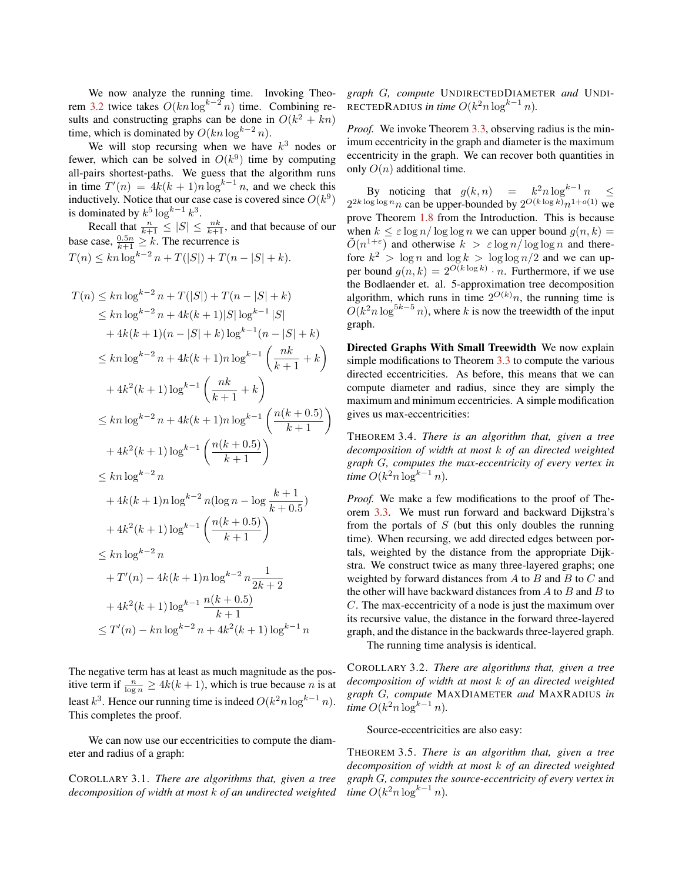We now analyze the running time. Invoking Theorem 3.2 twice takes $O(kn\log^{k-2} n)$ time. Combining results and constructing graphs can be done in $O(k^2 + kn)$ time, which is dominated by $O(kn\log^{k-2} n)$.

We will stop recursing when we have $k^3$ nodes or fewer, which can be solved in $O(k^9)$ time by computing all-pairs shortest-paths. We guess that the algorithm runs in time $T'(n) = 4k(k+1)n\log^{k-1} n$, and we check this inductively. Notice that our case case is covered since $O(k^9)$ is dominated by $k^5 \log^{k-1} k^3$.

Recall that $\frac{n}{k+1} \leq |S| \leq \frac{nk}{k+1}$, and that because of our base case, $\frac{0.5n}{k+1} \geq k$. The recurrence is $T(n) \leq kn\log^{k-2} n + T(|S|) + T(n - |S| + k)$.

$$
\begin{aligned}
T(n) &\leq kn\log^{k-2} n + T(|S|) + T(n - |S| + k) \\
&\leq kn\log^{k-2} n + 4k(k+1)|S|\log^{k-1}|S| \\
&\quad + 4k(k+1)(n - |S| + k)\log^{k-1}(n - |S| + k) \\
&\leq kn\log^{k-2} n + 4k(k+1)n\log^{k-1}\left(\frac{nk}{k+1} + k\right) \\
&\quad + 4k^2(k+1)\log^{k-1}\left(\frac{nk}{k+1} + k\right) \\
&\leq kn\log^{k-2} n + 4k(k+1)n\log^{k-1}\left(\frac{n(k+0.5)}{k+1}\right) \\
&\quad + 4k^2(k+1)\log^{k-1}\left(\frac{n(k+0.5)}{k+1}\right) \\
&\leq kn\log^{k-2} n \\
&\quad + 4k(k+1)n\log^{k-2} n(\log n - \log\frac{k+1}{k+0.5}) \\
&\quad + 4k^2(k+1)\log^{k-1}\left(\frac{n(k+0.5)}{k+1}\right) \\
&\leq kn\log^{k-2} n \\
&\quad + T'(n) - 4k(k+1)n\log^{k-2} n\frac{1}{2k+2} \\
&\quad + 4k^2(k+1)\log^{k-1}\frac{n(k+0.5)}{k+1} \\
&\leq T'(n) - kn\log^{k-2} n + 4k^2(k+1)\log^{k-1} n
\end{aligned}
$$

The negative term has at least as much magnitude as the positive term if $\frac{n}{\log n} \geq 4k(k+1)$, which is true because $n$ is at least $k^3$. Hence our running time is indeed $O(k^2 n\log^{k-1} n)$. This completes the proof.

We can now use our eccentricities to compute the diameter and radius of a graph:

COROLLARY 3.1. *There are algorithms that, given a tree decomposition of width at most $k$ of an undirected weighted graph $G$, compute* UNDIRECTEDDIAMETER *and* UNDIRECTEDRADIUS *in time $O(k^2 n\log^{k-1} n)$.*

*Proof.* We invoke Theorem 3.3, observing radius is the minimum eccentricity in the graph and diameter is the maximum eccentricity in the graph. We can recover both quantities in only $O(n)$ additional time.

By noticing that $g(k,n) = k^2 n\log^{k-1} n \leq 2^{2k\log\log n} n$ can be upper-bounded by $2^{O(k\log k)} n^{1+o(1)}$ we prove Theorem 1.8 from the Introduction. This is because when $k \leq \varepsilon\log n/\log\log n$ we can upper bound $g(n,k) = \tilde{O}(n^{1+\varepsilon})$ and otherwise $k > \varepsilon\log n/\log\log n$ and therefore $k^2 > \log n$ and $\log k > \log\log n/2$ and we can upper bound $g(n,k) = 2^{O(k\log k)} \cdot n$. Furthermore, if we use the Bodlaender et. al. 5-approximation tree decomposition algorithm, which runs in time $2^{O(k)} n$, the running time is $O(k^2 n\log^{5k-5} n)$, where $k$ is now the treewidth of the input graph.

**Directed Graphs With Small Treewidth** We now explain simple modifications to Theorem 3.3 to compute the various directed eccentricities. As before, this means that we can compute diameter and radius, since they are simply the maximum and minimum eccentricities. A simple modification gives us max-eccentricities:

THEOREM 3.4. *There is an algorithm that, given a tree decomposition of width at most $k$ of an directed weighted graph $G$, computes the max-eccentricity of every vertex in time $O(k^2 n\log^{k-1} n)$.*

*Proof.* We make a few modifications to the proof of Theorem 3.3. We must run forward and backward Dijkstra's from the portals of $S$ (but this only doubles the running time). When recursing, we add directed edges between portals, weighted by the distance from the appropriate Dijkstra. We construct twice as many three-layered graphs; one weighted by forward distances from $A$ to $B$ and $B$ to $C$ and the other will have backward distances from $A$ to $B$ and $B$ to $C$. The max-eccentricity of a node is just the maximum over its recursive value, the distance in the forward three-layered graph, and the distance in the backwards three-layered graph.

The running time analysis is identical.

COROLLARY 3.2. *There are algorithms that, given a tree decomposition of width at most $k$ of an directed weighted graph $G$, compute* MAXDIAMETER *and* MAXRADIUS *in time $O(k^2 n\log^{k-1} n)$.*

Source-eccentricities are also easy:

THEOREM 3.5. *There is an algorithm that, given a tree decomposition of width at most $k$ of an directed weighted graph $G$, computes the source-eccentricity of every vertex in time $O(k^2 n\log^{k-1} n)$.*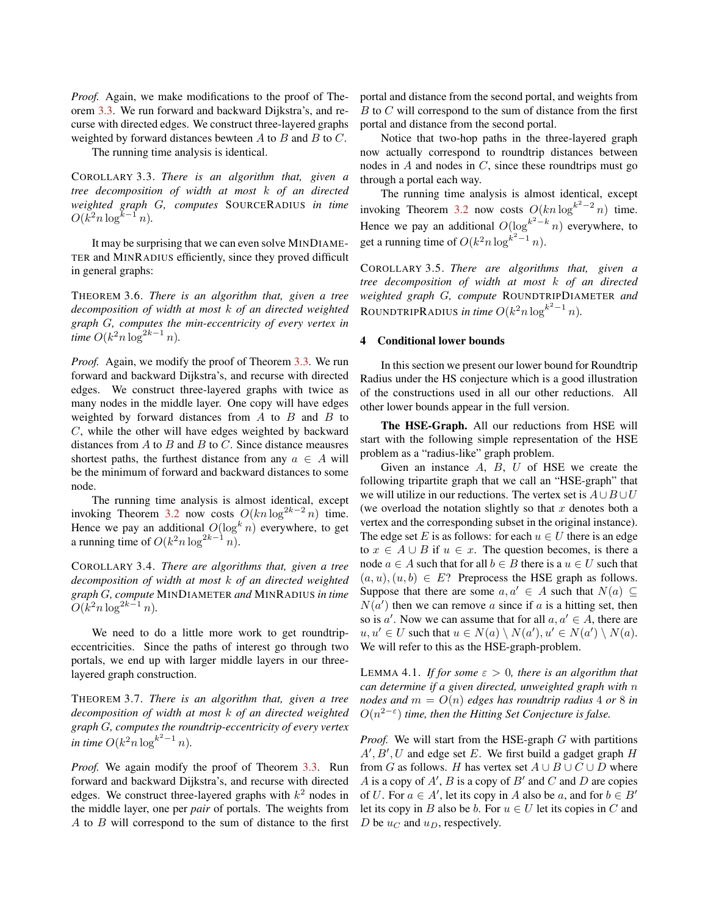*Proof.* Again, we make modifications to the proof of Theorem 3.3. We run forward and backward Dijkstra's, and recurse with directed edges. We construct three-layered graphs weighted by forward distances bewteen $A$ to $B$ and $B$ to $C$.

The running time analysis is identical.

COROLLARY 3.3. *There is an algorithm that, given a tree decomposition of width at most $k$ of an directed weighted graph $G$, computes* SOURCERADIUS *in time $O(k^2 n \log^{k-1} n)$.*

It may be surprising that we can even solve MINDIAMETER and MINRADIUS efficiently, since they proved difficult in general graphs:

THEOREM 3.6. *There is an algorithm that, given a tree decomposition of width at most $k$ of an directed weighted graph $G$, computes the min-eccentricity of every vertex in time $O(k^2 n \log^{2k-1} n)$.*

*Proof.* Again, we modify the proof of Theorem 3.3. We run forward and backward Dijkstra's, and recurse with directed edges. We construct three-layered graphs with twice as many nodes in the middle layer. One copy will have edges weighted by forward distances from $A$ to $B$ and $B$ to $C$, while the other will have edges weighted by backward distances from $A$ to $B$ and $B$ to $C$. Since distance meausres shortest paths, the furthest distance from any $a \in A$ will be the minimum of forward and backward distances to some node.

The running time analysis is almost identical, except invoking Theorem 3.2 now costs $O(kn \log^{2k-2} n)$ time. Hence we pay an additional $O(\log^k n)$ everywhere, to get a running time of $O(k^2 n \log^{2k-1} n)$.

COROLLARY 3.4. *There are algorithms that, given a tree decomposition of width at most $k$ of an directed weighted graph $G$, compute* MINDIAMETER *and* MINRADIUS *in time $O(k^2 n \log^{2k-1} n)$.*

We need to do a little more work to get roundtrip-eccentricities. Since the paths of interest go through two portals, we end up with larger middle layers in our three-layered graph construction.

THEOREM 3.7. *There is an algorithm that, given a tree decomposition of width at most $k$ of an directed weighted graph $G$, computes the roundtrip-eccentricity of every vertex in time $O(k^2 n \log^{k^2-1} n)$.*

*Proof.* We again modify the proof of Theorem 3.3. Run forward and backward Dijkstra's, and recurse with directed edges. We construct three-layered graphs with $k^2$ nodes in the middle layer, one per *pair* of portals. The weights from $A$ to $B$ will correspond to the sum of distance to the first portal and distance from the second portal, and weights from $B$ to $C$ will correspond to the sum of distance from the first portal and distance from the second portal.

Notice that two-hop paths in the three-layered graph now actually correspond to roundtrip distances between nodes in $A$ and nodes in $C$, since these roundtrips must go through a portal each way.

The running time analysis is almost identical, except invoking Theorem 3.2 now costs $O(kn \log^{k^2-2} n)$ time. Hence we pay an additional $O(\log^{k^2-k} n)$ everywhere, to get a running time of $O(k^2 n \log^{k^2-1} n)$.

COROLLARY 3.5. *There are algorithms that, given a tree decomposition of width at most $k$ of an directed weighted graph $G$, compute* ROUNDTRIPDIAMETER *and* ROUNDTRIPRADIUS *in time $O(k^2 n \log^{k^2-1} n)$.*

## 4 Conditional lower bounds

In this section we present our lower bound for Roundtrip Radius under the HS conjecture which is a good illustration of the constructions used in all our other reductions. All other lower bounds appear in the full version.

**The HSE-Graph.** All our reductions from HSE will start with the following simple representation of the HSE problem as a "radius-like" graph problem.

Given an instance $A$, $B$, $U$ of HSE we create the following tripartite graph that we call an "HSE-graph" that we will utilize in our reductions. The vertex set is $A \cup B \cup U$ (we overload the notation slightly so that $x$ denotes both a vertex and the corresponding subset in the original instance). The edge set $E$ is as follows: for each $u \in U$ there is an edge to $x \in A \cup B$ if $u \in x$. The question becomes, is there a node $a \in A$ such that for all $b \in B$ there is a $u \in U$ such that $(a, u), (u, b) \in E$? Preprocess the HSE graph as follows. Suppose that there are some $a, a' \in A$ such that $N(a) \subseteq N(a')$ then we can remove $a$ since if $a$ is a hitting set, then so is $a'$. Now we can assume that for all $a, a' \in A$, there are $u, u' \in U$ such that $u \in N(a) \setminus N(a'), u' \in N(a') \setminus N(a)$. We will refer to this as the HSE-graph-problem.

LEMMA 4.1. *If for some $\varepsilon > 0$, there is an algorithm that can determine if a given directed, unweighted graph with $n$ nodes and $m = O(n)$ edges has roundtrip radius 4 or 8 in $O(n^{2-\varepsilon})$ time, then the Hitting Set Conjecture is false.*

*Proof.* We will start from the HSE-graph $G$ with partitions $A', B', U$ and edge set $E$. We first build a gadget graph $H$ from $G$ as follows. $H$ has vertex set $A \cup B \cup C \cup D$ where $A$ is a copy of $A'$, $B$ is a copy of $B'$ and $C$ and $D$ are copies of $U$. For $a \in A'$, let its copy in $A$ also be $a$, and for $b \in B'$ let its copy in $B$ also be $b$. For $u \in U$ let its copies in $C$ and $D$ be $u_C$ and $u_D$, respectively.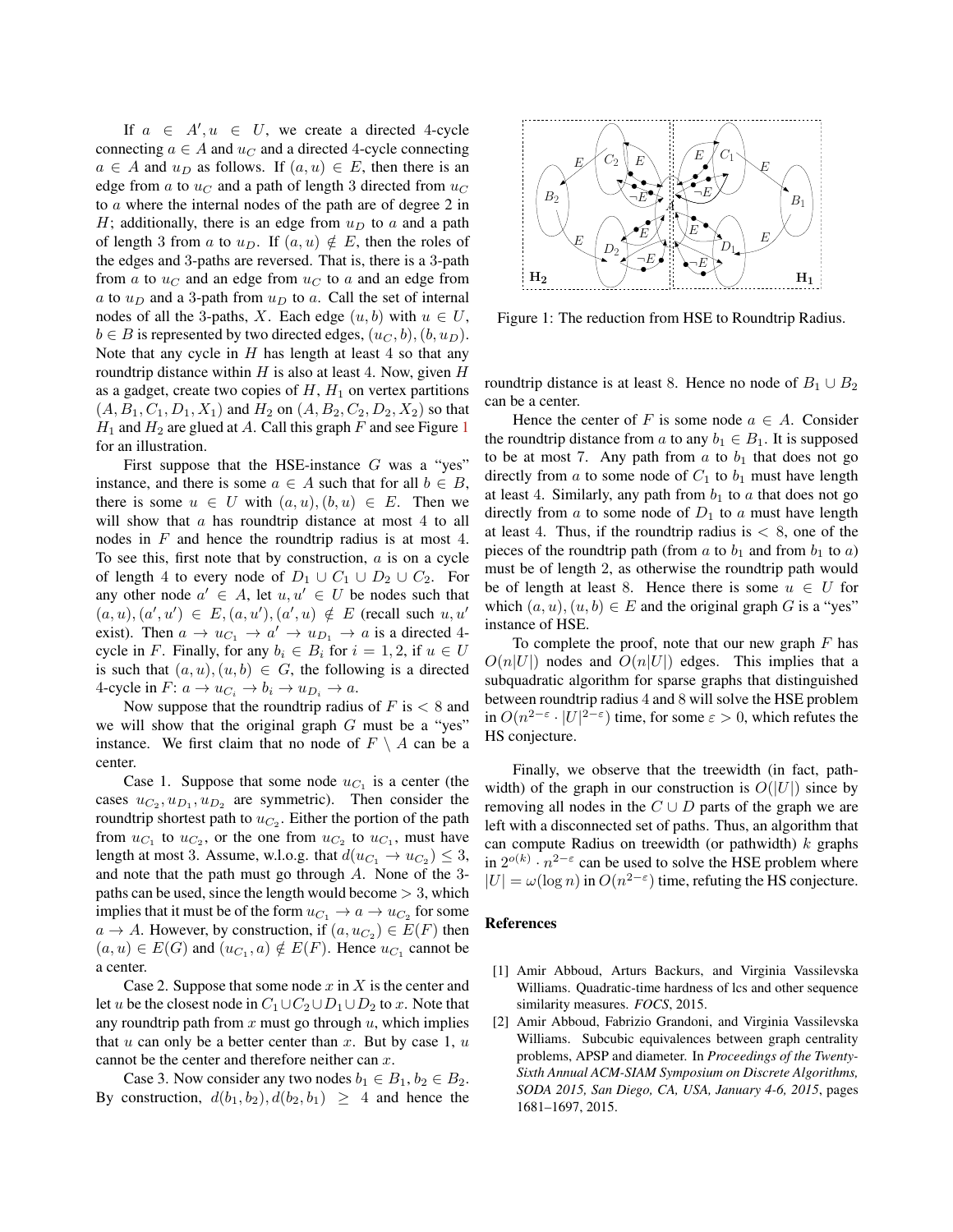If $a \in A', u \in U$, we create a directed 4-cycle connecting $a \in A$ and $u_C$ and a directed 4-cycle connecting $a \in A$ and $u_D$ as follows. If $(a, u) \in E$, then there is an edge from $a$ to $u_C$ and a path of length 3 directed from $u_C$ to $a$ where the internal nodes of the path are of degree 2 in $H$; additionally, there is an edge from $u_D$ to $a$ and a path of length 3 from $a$ to $u_D$. If $(a, u) \notin E$, then the roles of the edges and 3-paths are reversed. That is, there is a 3-path from $a$ to $u_C$ and an edge from $u_C$ to $a$ and an edge from $a$ to $u_D$ and a 3-path from $u_D$ to $a$. Call the set of internal nodes of all the 3-paths, $X$. Each edge $(u, b)$ with $u \in U$, $b \in B$ is represented by two directed edges, $(u_C, b), (b, u_D)$. Note that any cycle in $H$ has length at least 4 so that any roundtrip distance within $H$ is also at least 4. Now, given $H$ as a gadget, create two copies of $H$, $H_1$ on vertex partitions $(A, B_1, C_1, D_1, X_1)$ and $H_2$ on $(A, B_2, C_2, D_2, X_2)$ so that $H_1$ and $H_2$ are glued at $A$. Call this graph $F$ and see Figure 1 for an illustration.

First suppose that the HSE-instance $G$ was a "yes" instance, and there is some $a \in A$ such that for all $b \in B$, there is some $u \in U$ with $(a, u), (b, u) \in E$. Then we will show that $a$ has roundtrip distance at most 4 to all nodes in $F$ and hence the roundtrip radius is at most 4. To see this, first note that by construction, $a$ is on a cycle of length 4 to every node of $D_1 \cup C_1 \cup D_2 \cup C_2$. For any other node $a' \in A$, let $u, u' \in U$ be nodes such that $(a, u), (a', u') \in E, (a, u'), (a', u) \notin E$ (recall such $u, u'$ exist). Then $a \to u_{C_1} \to a' \to u_{D_1} \to a$ is a directed 4-cycle in $F$. Finally, for any $b_i \in B_i$ for $i = 1, 2$, if $u \in U$ is such that $(a, u), (u, b) \in G$, the following is a directed 4-cycle in $F$: $a \to u_{C_i} \to b_i \to u_{D_i} \to a$.

Now suppose that the roundtrip radius of $F$ is $< 8$ and we will show that the original graph $G$ must be a "yes" instance. We first claim that no node of $F \setminus A$ can be a center.

Case 1. Suppose that some node $u_{C_1}$ is a center (the cases $u_{C_2}, u_{D_1}, u_{D_2}$ are symmetric). Then consider the roundtrip shortest path to $u_{C_2}$. Either the portion of the path from $u_{C_1}$ to $u_{C_2}$, or the one from $u_{C_2}$ to $u_{C_1}$, must have length at most 3. Assume, w.l.o.g. that $d(u_{C_1} \to u_{C_2}) \leq 3$, and note that the path must go through $A$. None of the 3-paths can be used, since the length would become $> 3$, which implies that it must be of the form $u_{C_1} \to a \to u_{C_2}$ for some $a \to A$. However, by construction, if $(a, u_{C_2}) \in E(F)$ then $(a, u) \in E(G)$ and $(u_{C_1}, a) \notin E(F)$. Hence $u_{C_1}$ cannot be a center.

Case 2. Suppose that some node $x$ in $X$ is the center and let $u$ be the closest node in $C_1 \cup C_2 \cup D_1 \cup D_2$ to $x$. Note that any roundtrip path from $x$ must go through $u$, which implies that $u$ can only be a better center than $x$. But by case 1, $u$ cannot be the center and therefore neither can $x$.

Case 3. Now consider any two nodes $b_1 \in B_1, b_2 \in B_2$. By construction, $d(b_1, b_2), d(b_2, b_1) \geq 4$ and hence the roundtrip distance is at least 8. Hence no node of $B_1 \cup B_2$ can be a center.

Figure 1: The reduction from HSE to Roundtrip Radius.

Hence the center of $F$ is some node $a \in A$. Consider the roundtrip distance from $a$ to any $b_1 \in B_1$. It is supposed to be at most 7. Any path from $a$ to $b_1$ that does not go directly from $a$ to some node of $C_1$ to $b_1$ must have length at least 4. Similarly, any path from $b_1$ to $a$ that does not go directly from $a$ to some node of $D_1$ to $a$ must have length at least 4. Thus, if the roundtrip radius is $< 8$, one of the pieces of the roundtrip path (from $a$ to $b_1$ and from $b_1$ to $a$) must be of length 2, as otherwise the roundtrip path would be of length at least 8. Hence there is some $u \in U$ for which $(a, u), (u, b) \in E$ and the original graph $G$ is a "yes" instance of HSE.

To complete the proof, note that our new graph $F$ has $O(n|U|)$ nodes and $O(n|U|)$ edges. This implies that a subquadratic algorithm for sparse graphs that distinguished between roundtrip radius 4 and 8 will solve the HSE problem in $O(n^{2-\varepsilon} \cdot |U|^{2-\varepsilon})$ time, for some $\varepsilon > 0$, which refutes the HS conjecture.

Finally, we observe that the treewidth (in fact, pathwidth) of the graph in our construction is $O(|U|)$ since by removing all nodes in the $C \cup D$ parts of the graph we are left with a disconnected set of paths. Thus, an algorithm that can compute Radius on treewidth (or pathwidth) $k$ graphs in $2^{o(k)} \cdot n^{2-\varepsilon}$ can be used to solve the HSE problem where $|U| = \omega(\log n)$ in $O(n^{2-\varepsilon})$ time, refuting the HS conjecture.

## References

[1] Amir Abboud, Arturs Backurs, and Virginia Vassilevska Williams. Quadratic-time hardness of lcs and other sequence similarity measures. *FOCS*, 2015.

[2] Amir Abboud, Fabrizio Grandoni, and Virginia Vassilevska Williams. Subcubic equivalences between graph centrality problems, APSP and diameter. In *Proceedings of the Twenty-Sixth Annual ACM-SIAM Symposium on Discrete Algorithms, SODA 2015, San Diego, CA, USA, January 4-6, 2015*, pages 1681–1697, 2015.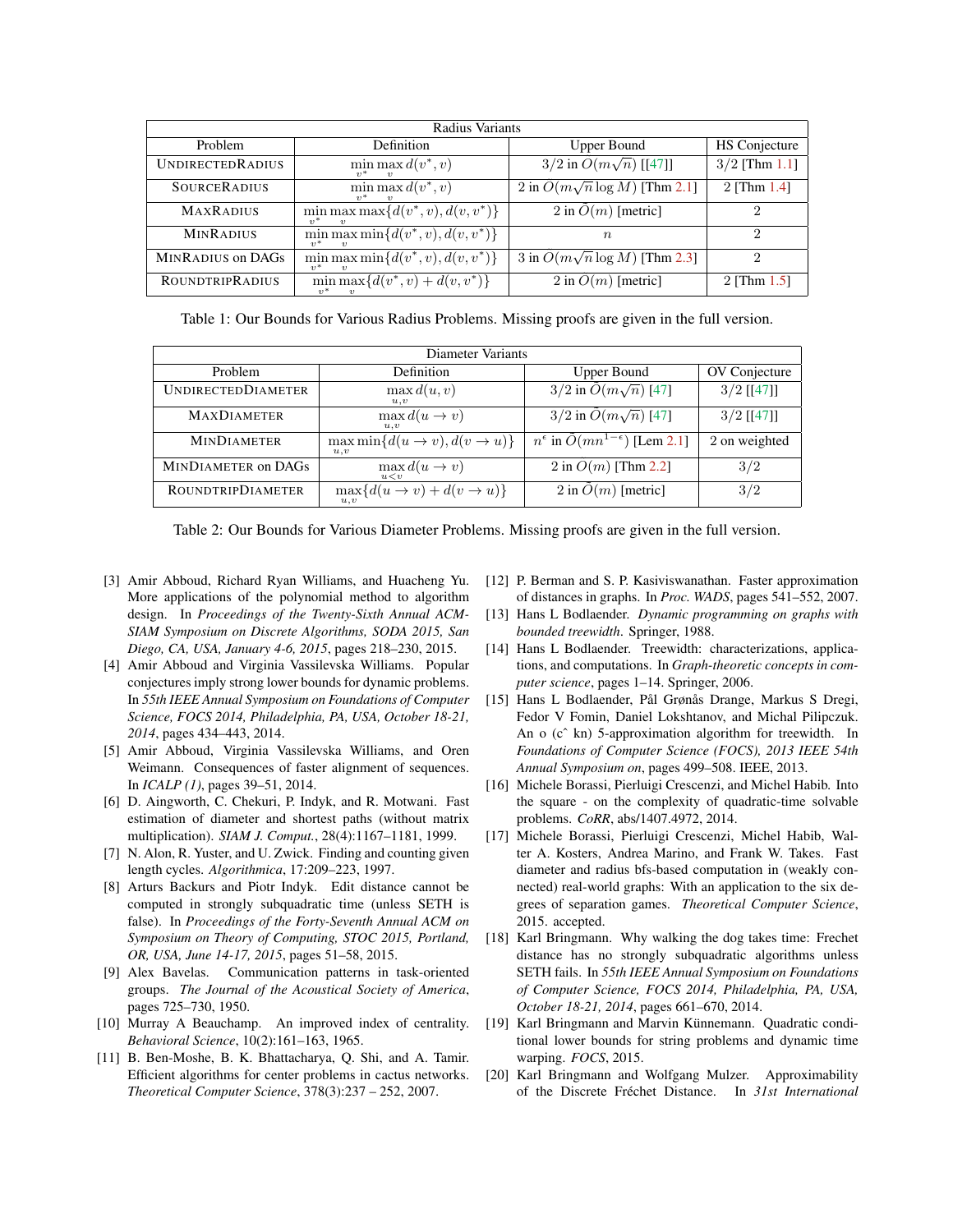| Radius Variants | | | |
|---|---|---|---|
| Problem | Definition | Upper Bound | HS Conjecture |
| UNDIRECTEDRADIUS | $\min_{v^*} \max_{v} d(v^*, v)$ | $3/2$ in $O(m\sqrt{n})$ [[47]] | $3/2$ [Thm 1.1] |
| SOURCERADIUS | $\min_{v^*} \max_{v} d(v^*, v)$ | 2 in $O(m\sqrt{n} \log M)$ [Thm 2.1] | 2 [Thm 1.4] |
| MAXRADIUS | $\min_{v^*} \max_{v} \max\{d(v^*, v), d(v, v^*)\}$ | 2 in $\tilde{O}(m)$ [metric] | 2 |
| MINRADIUS | $\min_{v^*} \max_{v} \min\{d(v^*, v), d(v, v^*)\}$ | $n$ | 2 |
| MINRADIUS on DAGs | $\min_{v^*} \max_{v} \min\{d(v^*, v), d(v, v^*)\}$ | 3 in $O(m\sqrt{n} \log M)$ [Thm 2.3] | 2 |
| ROUNDTRIPRADIUS | $\min_{v^*} \max_{v}\{d(v^*, v) + d(v, v^*)\}$ | 2 in $\tilde{O}(m)$ [metric] | 2 [Thm 1.5] |

Table 1: Our Bounds for Various Radius Problems. Missing proofs are given in the full version.

| Diameter Variants | | | |
|---|---|---|---|
| Problem | Definition | Upper Bound | OV Conjecture |
| UNDIRECTEDDIAMETER | $\max_{u,v} d(u, v)$ | $3/2$ in $\tilde{O}(m\sqrt{n})$ [47] | $3/2$ [[47]] |
| MAXDIAMETER | $\max_{u,v} d(u \to v)$ | $3/2$ in $\tilde{O}(m\sqrt{n})$ [47] | $3/2$ [[47]] |
| MINDIAMETER | $\max_{u,v} \min\{d(u \to v), d(v \to u)\}$ | $n^{\epsilon}$ in $\tilde{O}(mn^{1-\epsilon})$ [Lem 2.1] | 2 on weighted |
| MINDIAMETER on DAGs | $\max_{u<v} d(u \to v)$ | 2 in $O(m)$ [Thm 2.2] | $3/2$ |
| ROUNDTRIPDIAMETER | $\max_{u,v}\{d(u \to v) + d(v \to u)\}$ | 2 in $\tilde{O}(m)$ [metric] | $3/2$ |

Table 2: Our Bounds for Various Diameter Problems. Missing proofs are given in the full version.

[3] Amir Abboud, Richard Ryan Williams, and Huacheng Yu. More applications of the polynomial method to algorithm design. In *Proceedings of the Twenty-Sixth Annual ACM-SIAM Symposium on Discrete Algorithms, SODA 2015, San Diego, CA, USA, January 4-6, 2015*, pages 218–230, 2015.

[4] Amir Abboud and Virginia Vassilevska Williams. Popular conjectures imply strong lower bounds for dynamic problems. In *55th IEEE Annual Symposium on Foundations of Computer Science, FOCS 2014, Philadelphia, PA, USA, October 18-21, 2014*, pages 434–443, 2014.

[5] Amir Abboud, Virginia Vassilevska Williams, and Oren Weimann. Consequences of faster alignment of sequences. In *ICALP (1)*, pages 39–51, 2014.

[6] D. Aingworth, C. Chekuri, P. Indyk, and R. Motwani. Fast estimation of diameter and shortest paths (without matrix multiplication). *SIAM J. Comput.*, 28(4):1167–1181, 1999.

[7] N. Alon, R. Yuster, and U. Zwick. Finding and counting given length cycles. *Algorithmica*, 17:209–223, 1997.

[8] Arturs Backurs and Piotr Indyk. Edit distance cannot be computed in strongly subquadratic time (unless SETH is false). In *Proceedings of the Forty-Seventh Annual ACM on Symposium on Theory of Computing, STOC 2015, Portland, OR, USA, June 14-17, 2015*, pages 51–58, 2015.

[9] Alex Bavelas. Communication patterns in task-oriented groups. *The Journal of the Acoustical Society of America*, pages 725–730, 1950.

[10] Murray A Beauchamp. An improved index of centrality. *Behavioral Science*, 10(2):161–163, 1965.

[11] B. Ben-Moshe, B. K. Bhattacharya, Q. Shi, and A. Tamir. Efficient algorithms for center problems in cactus networks. *Theoretical Computer Science*, 378(3):237 – 252, 2007.

[12] P. Berman and S. P. Kasiviswanathan. Faster approximation of distances in graphs. In *Proc. WADS*, pages 541–552, 2007.

[13] Hans L Bodlaender. *Dynamic programming on graphs with bounded treewidth*. Springer, 1988.

[14] Hans L Bodlaender. Treewidth: characterizations, applications, and computations. In *Graph-theoretic concepts in computer science*, pages 1–14. Springer, 2006.

[15] Hans L Bodlaender, Pål Grønås Drange, Markus S Dregi, Fedor V Fomin, Daniel Lokshtanov, and Michal Pilipczuk. An o (cˆ kn) 5-approximation algorithm for treewidth. In *Foundations of Computer Science (FOCS), 2013 IEEE 54th Annual Symposium on*, pages 499–508. IEEE, 2013.

[16] Michele Borassi, Pierluigi Crescenzi, and Michel Habib. Into the square - on the complexity of quadratic-time solvable problems. *CoRR*, abs/1407.4972, 2014.

[17] Michele Borassi, Pierluigi Crescenzi, Michel Habib, Walter A. Kosters, Andrea Marino, and Frank W. Takes. Fast diameter and radius bfs-based computation in (weakly connected) real-world graphs: With an application to the six degrees of separation games. *Theoretical Computer Science*, 2015. accepted.

[18] Karl Bringmann. Why walking the dog takes time: Frechet distance has no strongly subquadratic algorithms unless SETH fails. In *55th IEEE Annual Symposium on Foundations of Computer Science, FOCS 2014, Philadelphia, PA, USA, October 18-21, 2014*, pages 661–670, 2014.

[19] Karl Bringmann and Marvin Künnemann. Quadratic conditional lower bounds for string problems and dynamic time warping. *FOCS*, 2015.

[20] Karl Bringmann and Wolfgang Mulzer. Approximability of the Discrete Fréchet Distance. In *31st International*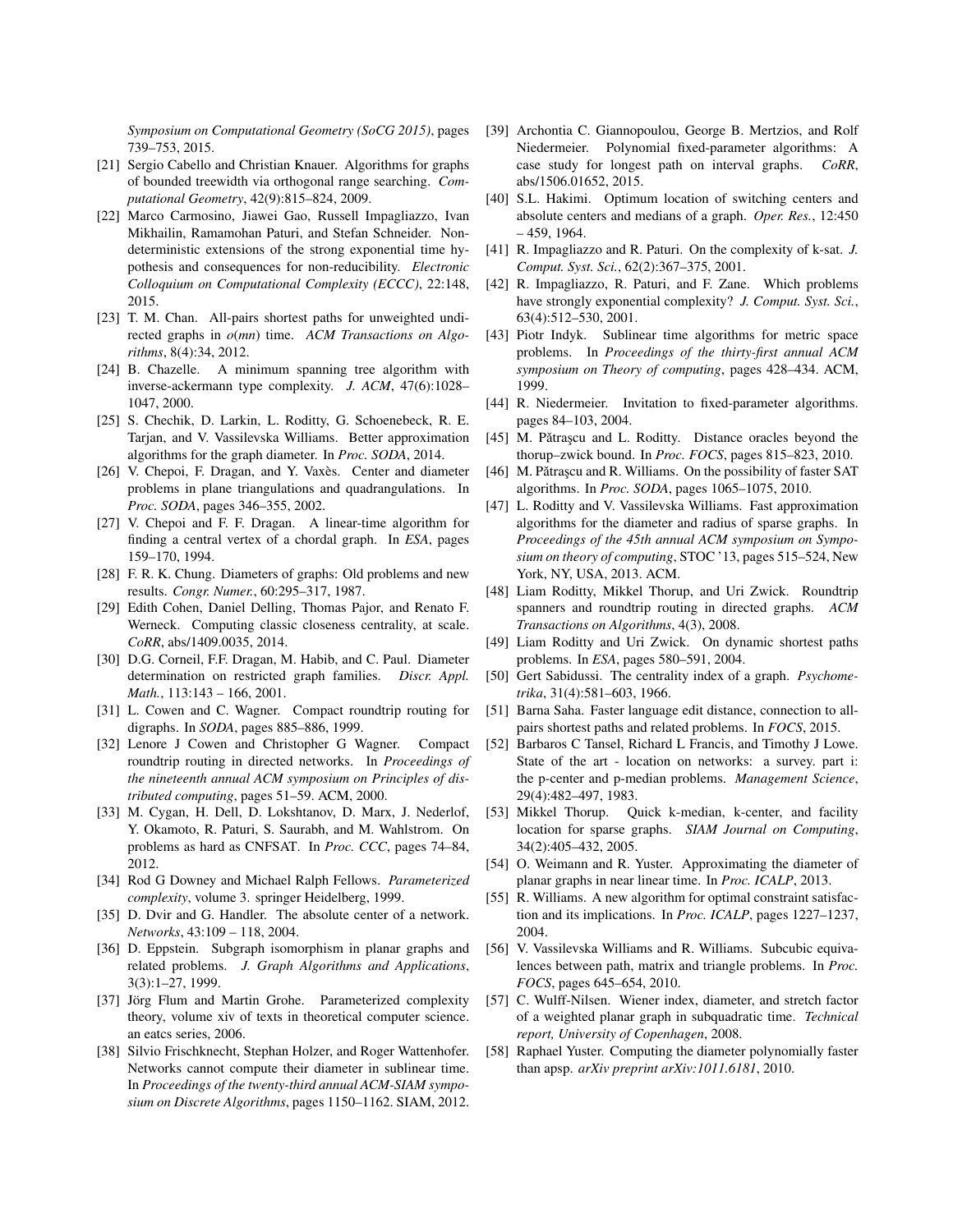*Symposium on Computational Geometry (SoCG 2015)*, pages 739–753, 2015.

[21] Sergio Cabello and Christian Knauer. Algorithms for graphs of bounded treewidth via orthogonal range searching. *Computational Geometry*, 42(9):815–824, 2009.

[22] Marco Carmosino, Jiawei Gao, Russell Impagliazzo, Ivan Mikhailin, Ramamohan Paturi, and Stefan Schneider. Nondeterministic extensions of the strong exponential time hypothesis and consequences for non-reducibility. *Electronic Colloquium on Computational Complexity (ECCC)*, 22:148, 2015.

[23] T. M. Chan. All-pairs shortest paths for unweighted undirected graphs in $o(mn)$ time. *ACM Transactions on Algorithms*, 8(4):34, 2012.

[24] B. Chazelle. A minimum spanning tree algorithm with inverse-ackermann type complexity. *J. ACM*, 47(6):1028–1047, 2000.

[25] S. Chechik, D. Larkin, L. Roditty, G. Schoenebeck, R. E. Tarjan, and V. Vassilevska Williams. Better approximation algorithms for the graph diameter. In *Proc. SODA*, 2014.

[26] V. Chepoi, F. Dragan, and Y. Vaxès. Center and diameter problems in plane triangulations and quadrangulations. In *Proc. SODA*, pages 346–355, 2002.

[27] V. Chepoi and F. F. Dragan. A linear-time algorithm for finding a central vertex of a chordal graph. In *ESA*, pages 159–170, 1994.

[28] F. R. K. Chung. Diameters of graphs: Old problems and new results. *Congr. Numer.*, 60:295–317, 1987.

[29] Edith Cohen, Daniel Delling, Thomas Pajor, and Renato F. Werneck. Computing classic closeness centrality, at scale. *CoRR*, abs/1409.0035, 2014.

[30] D.G. Corneil, F.F. Dragan, M. Habib, and C. Paul. Diameter determination on restricted graph families. *Discr. Appl. Math.*, 113:143 – 166, 2001.

[31] L. Cowen and C. Wagner. Compact roundtrip routing for digraphs. In *SODA*, pages 885–886, 1999.

[32] Lenore J Cowen and Christopher G Wagner. Compact roundtrip routing in directed networks. In *Proceedings of the nineteenth annual ACM symposium on Principles of distributed computing*, pages 51–59. ACM, 2000.

[33] M. Cygan, H. Dell, D. Lokshtanov, D. Marx, J. Nederlof, Y. Okamoto, R. Paturi, S. Saurabh, and M. Wahlstrom. On problems as hard as CNFSAT. In *Proc. CCC*, pages 74–84, 2012.

[34] Rod G Downey and Michael Ralph Fellows. *Parameterized complexity*, volume 3. springer Heidelberg, 1999.

[35] D. Dvir and G. Handler. The absolute center of a network. *Networks*, 43:109 – 118, 2004.

[36] D. Eppstein. Subgraph isomorphism in planar graphs and related problems. *J. Graph Algorithms and Applications*, 3(3):1–27, 1999.

[37] Jörg Flum and Martin Grohe. Parameterized complexity theory, volume xiv of texts in theoretical computer science. an eatcs series, 2006.

[38] Silvio Frischknecht, Stephan Holzer, and Roger Wattenhofer. Networks cannot compute their diameter in sublinear time. In *Proceedings of the twenty-third annual ACM-SIAM symposium on Discrete Algorithms*, pages 1150–1162. SIAM, 2012.

[39] Archontia C. Giannopoulou, George B. Mertzios, and Rolf Niedermeier. Polynomial fixed-parameter algorithms: A case study for longest path on interval graphs. *CoRR*, abs/1506.01652, 2015.

[40] S.L. Hakimi. Optimum location of switching centers and absolute centers and medians of a graph. *Oper. Res.*, 12:450 – 459, 1964.

[41] R. Impagliazzo and R. Paturi. On the complexity of k-sat. *J. Comput. Syst. Sci.*, 62(2):367–375, 2001.

[42] R. Impagliazzo, R. Paturi, and F. Zane. Which problems have strongly exponential complexity? *J. Comput. Syst. Sci.*, 63(4):512–530, 2001.

[43] Piotr Indyk. Sublinear time algorithms for metric space problems. In *Proceedings of the thirty-first annual ACM symposium on Theory of computing*, pages 428–434. ACM, 1999.

[44] R. Niedermeier. Invitation to fixed-parameter algorithms. pages 84–103, 2004.

[45] M. Pătraşcu and L. Roditty. Distance oracles beyond the thorup–zwick bound. In *Proc. FOCS*, pages 815–823, 2010.

[46] M. Pătraşcu and R. Williams. On the possibility of faster SAT algorithms. In *Proc. SODA*, pages 1065–1075, 2010.

[47] L. Roditty and V. Vassilevska Williams. Fast approximation algorithms for the diameter and radius of sparse graphs. In *Proceedings of the 45th annual ACM symposium on Symposium on theory of computing*, STOC '13, pages 515–524, New York, NY, USA, 2013. ACM.

[48] Liam Roditty, Mikkel Thorup, and Uri Zwick. Roundtrip spanners and roundtrip routing in directed graphs. *ACM Transactions on Algorithms*, 4(3), 2008.

[49] Liam Roditty and Uri Zwick. On dynamic shortest paths problems. In *ESA*, pages 580–591, 2004.

[50] Gert Sabidussi. The centrality index of a graph. *Psychometrika*, 31(4):581–603, 1966.

[51] Barna Saha. Faster language edit distance, connection to all-pairs shortest paths and related problems. In *FOCS*, 2015.

[52] Barbaros C Tansel, Richard L Francis, and Timothy J Lowe. State of the art - location on networks: a survey. part i: the p-center and p-median problems. *Management Science*, 29(4):482–497, 1983.

[53] Mikkel Thorup. Quick k-median, k-center, and facility location for sparse graphs. *SIAM Journal on Computing*, 34(2):405–432, 2005.

[54] O. Weimann and R. Yuster. Approximating the diameter of planar graphs in near linear time. In *Proc. ICALP*, 2013.

[55] R. Williams. A new algorithm for optimal constraint satisfaction and its implications. In *Proc. ICALP*, pages 1227–1237, 2004.

[56] V. Vassilevska Williams and R. Williams. Subcubic equivalences between path, matrix and triangle problems. In *Proc. FOCS*, pages 645–654, 2010.

[57] C. Wulff-Nilsen. Wiener index, diameter, and stretch factor of a weighted planar graph in subquadratic time. *Technical report, University of Copenhagen*, 2008.

[58] Raphael Yuster. Computing the diameter polynomially faster than apsp. *arXiv preprint arXiv:1011.6181*, 2010.